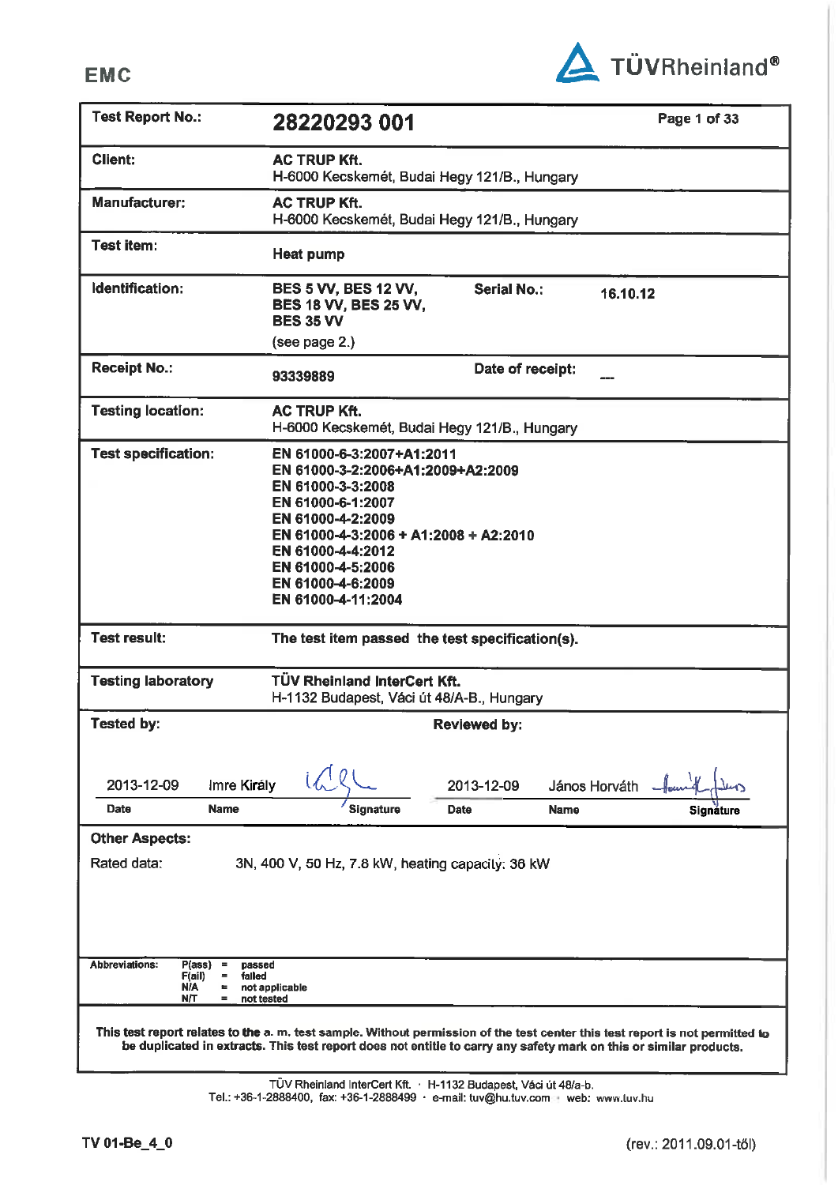EMC

TÜVRheinland®

| | | | |
|---|---|---|---|
| **Test Report No.:** | **28220293 001** | | **Page 1 of 33** |
| **Client:** | **AC TRUP Kft.**<br>H-6000 Kecskemét, Budai Hegy 121/B., Hungary | | |
| **Manufacturer:** | **AC TRUP Kft.**<br>H-6000 Kecskemét, Budai Hegy 121/B., Hungary | | |
| **Test item:** | **Heat pump** | | |
| **Identification:** | **BES 5 VV, BES 12 VV, BES 18 VV, BES 25 VV, BES 35 VV**<br>(see page 2.) | **Serial No.:** | **16.10.12** |
| **Receipt No.:** | **93339889** | **Date of receipt:** | --- |
| **Testing location:** | **AC TRUP Kft.**<br>H-6000 Kecskemét, Budai Hegy 121/B., Hungary | | |
| **Test specification:** | **EN 61000-6-3:2007+A1:2011**<br>**EN 61000-3-2:2006+A1:2009+A2:2009**<br>**EN 61000-3-3:2008**<br>**EN 61000-6-1:2007**<br>**EN 61000-4-2:2009**<br>**EN 61000-4-3:2006 + A1:2008 + A2:2010**<br>**EN 61000-4-4:2012**<br>**EN 61000-4-5:2006**<br>**EN 61000-4-6:2009**<br>**EN 61000-4-11:2004** | | |
| **Test result:** | **The test item passed the test specification(s).** | | |
| **Testing laboratory** | **TÜV Rheinland InterCert Kft.**<br>H-1132 Budapest, Váci út 48/A-B., Hungary | | |

**Tested by:**

| Date | Name | Signature |
|---|---|---|
| 2013-12-09 | Imre Király | [signature] |

**Reviewed by:**

| Date | Name | Signature |
|---|---|---|
| 2013-12-09 | János Horváth | [signature] |

**Other Aspects:**

Rated data: 3N, 400 V, 50 Hz, 7.8 kW, heating capacity: 36 kW

**Abbreviations:**

- P(ass) = passed
- F(ail) = failed
- N/A = not applicable
- N/T = not tested

**This test report relates to the a. m. test sample. Without permission of the test center this test report is not permitted to be duplicated in extracts. This test report does not entitle to carry any safety mark on this or similar products.**

TÜV Rheinland InterCert Kft. · H-1132 Budapest, Váci út 48/a-b.
Tel.: +36-1-2888400, fax: +36-1-2888499 · e-mail: tuv@hu.tuv.com · web: www.tuv.hu

TV 01-Be_4_0 (rev.: 2011.09.01-től)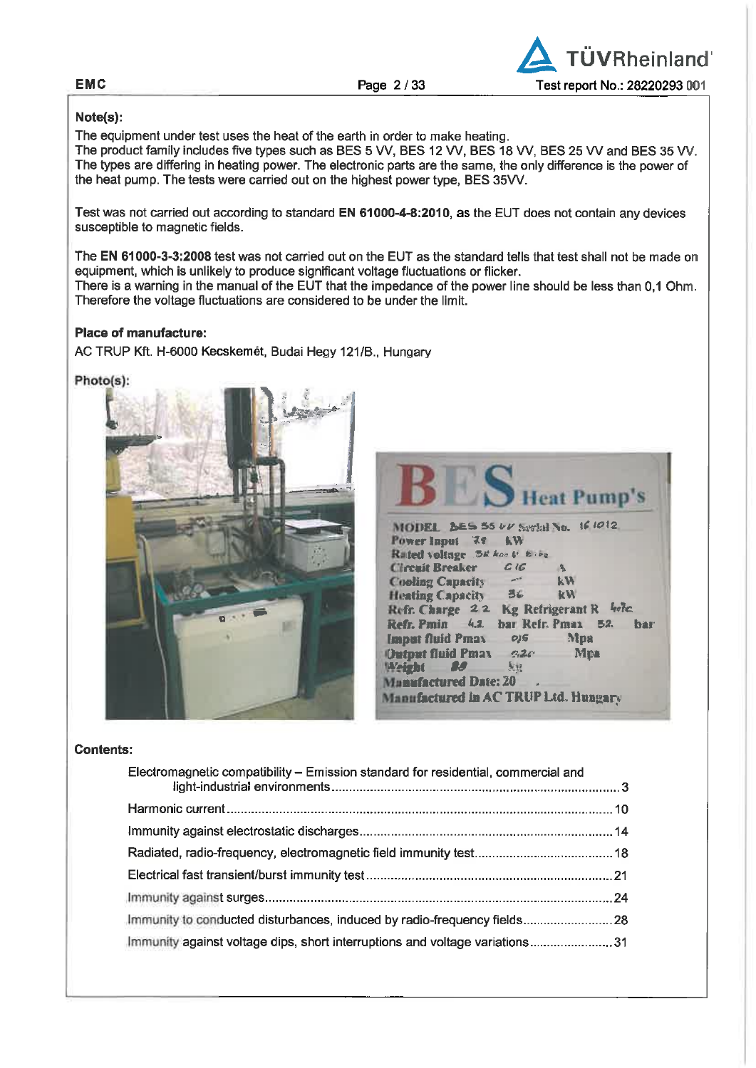**Note(s):**

The equipment under test uses the heat of the earth in order to make heating.
The product family includes five types such as BES 5 VV, BES 12 VV, BES 18 VV, BES 25 VV and BES 35 VV. The types are differing in heating power. The electronic parts are the same, the only difference is the power of the heat pump. The tests were carried out on the highest power type, BES 35VV.

Test was not carried out according to standard **EN 61000-4-8:2010**, as the EUT does not contain any devices susceptible to magnetic fields.

The **EN 61000-3-3:2008** test was not carried out on the EUT as the standard tells that test shall not be made on equipment, which is unlikely to produce significant voltage fluctuations or flicker.
There is a warning in the manual of the EUT that the impedance of the power line should be less than 0,1 Ohm. Therefore the voltage fluctuations are considered to be under the limit.

**Place of manufacture:**

AC TRUP Kft. H-6000 Kecskemét, Budai Hegy 121/B., Hungary

**Photo(s):**

**Contents:**

- Electromagnetic compatibility – Emission standard for residential, commercial and light-industrial environments ........ 3
- Harmonic current ........ 10
- Immunity against electrostatic discharges ........ 14
- Radiated, radio-frequency, electromagnetic field immunity test ........ 18
- Electrical fast transient/burst immunity test ........ 21
- Immunity against surges ........ 24
- Immunity to conducted disturbances, induced by radio-frequency fields ........ 28
- Immunity against voltage dips, short interruptions and voltage variations ........ 31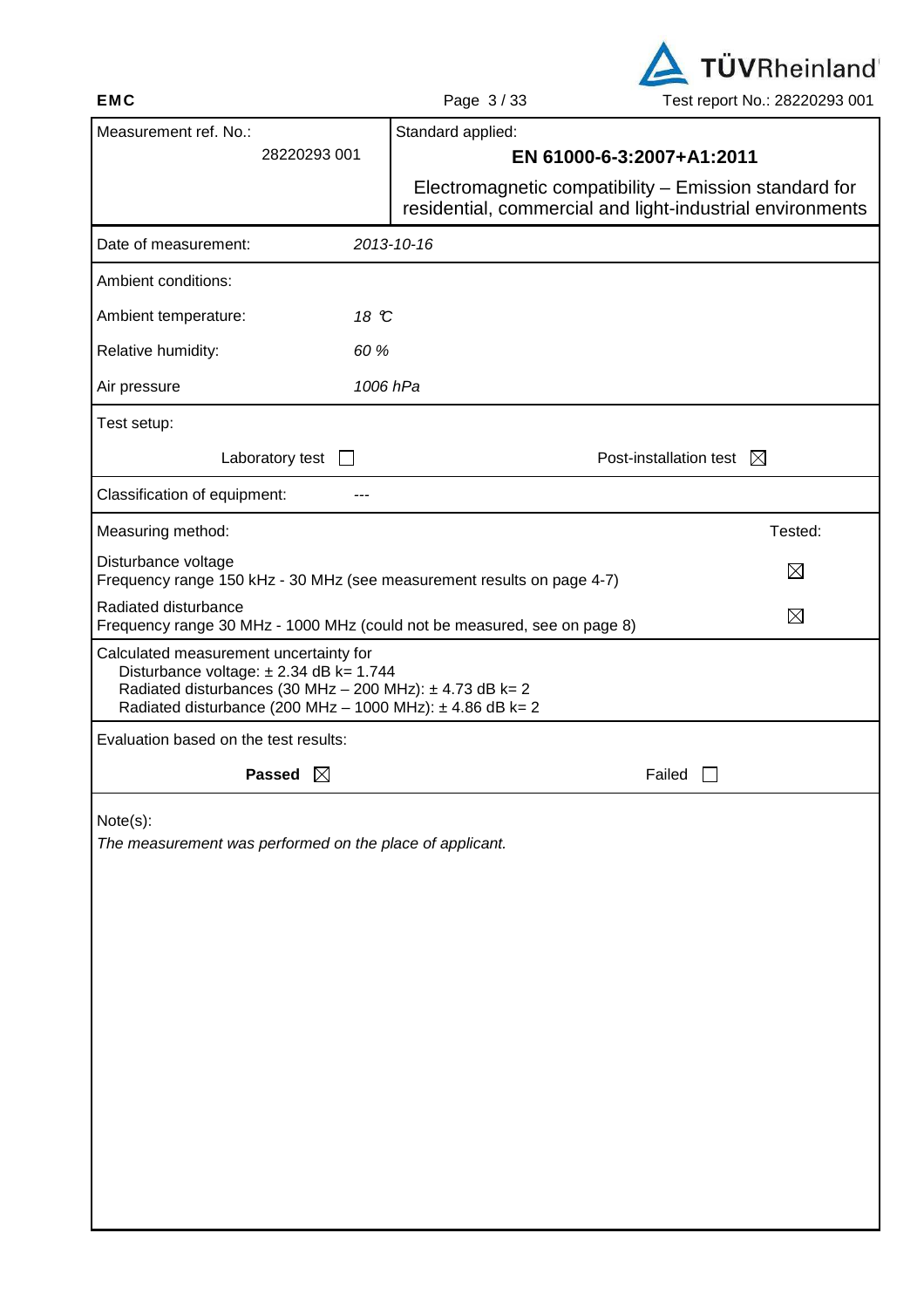| Measurement ref. No.: 28220293 001 | Standard applied: **EN 61000-6-3:2007+A1:2011** Electromagnetic compatibility – Emission standard for residential, commercial and light-industrial environments |
|---|---|

| | |
|---|---|
| Date of measurement: | *2013-10-16* |
| Ambient conditions: | |
| Ambient temperature: | *18 °C* |
| Relative humidity: | *60 %* |
| Air pressure | *1006 hPa* |

Test setup:

| Laboratory test ☐ | Post-installation test ☒ |
|---|---|

Classification of equipment: ---

| Measuring method: | Tested: |
|---|---|
| Disturbance voltage<br>Frequency range 150 kHz - 30 MHz (see measurement results on page 4-7) | ☒ |
| Radiated disturbance<br>Frequency range 30 MHz - 1000 MHz (could not be measured, see on page 8) | ☒ |

Calculated measurement uncertainty for
- Disturbance voltage: ± 2.34 dB k= 1.744
- Radiated disturbances (30 MHz – 200 MHz): ± 4.73 dB k= 2
- Radiated disturbance (200 MHz – 1000 MHz): ± 4.86 dB k= 2

Evaluation based on the test results:

| **Passed** ☒ | Failed ☐ |
|---|---|

Note(s):

*The measurement was performed on the place of applicant.*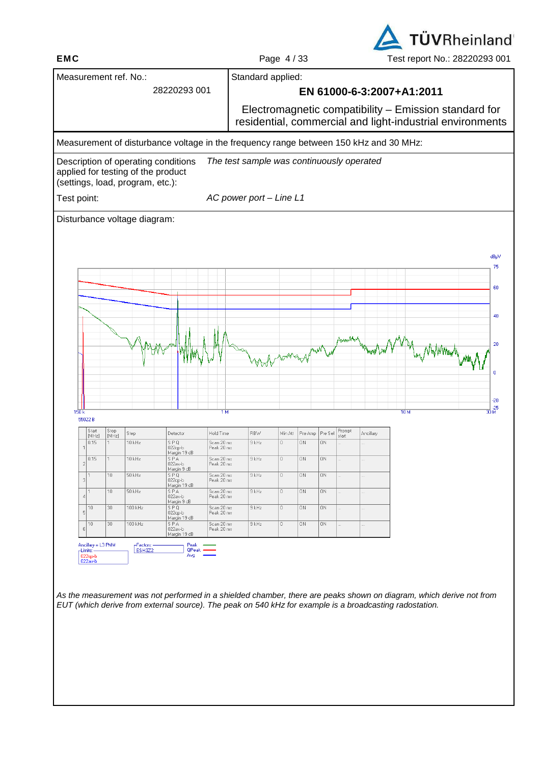| Measurement ref. No.: 28220293 001 | Standard applied: **EN 61000-6-3:2007+A1:2011** Electromagnetic compatibility – Emission standard for residential, commercial and light-industrial environments |
|---|---|

Measurement of disturbance voltage in the frequency range between 150 kHz and 30 MHz:

Description of operating conditions applied for testing of the product (settings, load, program, etc.): *The test sample was continuously operated*

Test point: *AC power port – Line L1*

Disturbance voltage diagram:

dBµV

75, 60, 40, 20, 0, -20, -25

150 k, 1 M, 10 M, 30 M

55022 B

| | Start [MHz] | Stop [MHz] | Step | Detector | Hold Time | RBW | Min Att | Pre Amp | Pre Sel | Prompt start | Ancillary |
|---|---|---|---|---|---|---|---|---|---|---|---|
| 1 | 0.15 | 1 | 10 kHz | S P Q 022qp-b Margin 19 dB | Scan 20 ms Peak 20 ms | 9 kHz | 0 | ON | ON | .. | .. |
| 2 | 0.15 | 1 | 10 kHz | S P A 022av-b Margin 9 dB | Scan 20 ms Peak 20 ms | 9 kHz | 0 | ON | ON | .. | .. |
| 3 | 1 | 10 | 50 kHz | S P Q 022qp-b Margin 19 dB | Scan 20 ms Peak 20 ms | 9 kHz | 0 | ON | ON | .. | .. |
| 4 | 1 | 10 | 50 kHz | S P A 022av-b Margin 9 dB | Scan 20 ms Peak 20 ms | 9 kHz | 0 | ON | ON | .. | .. |
| 5 | 10 | 30 | 100 kHz | S P Q 022qp-b Margin 19 dB | Scan 20 ms Peak 20 ms | 9 kHz | 0 | ON | ON | .. | .. |
| 6 | 10 | 30 | 100 kHz | S P A 022av-b Margin 19 dB | Scan 20 ms Peak 20 ms | 9 kHz | 0 | ON | ON | .. | .. |

Ancillary = L3 PMM
Limits: 022qp-b, 022av-b
Factors: ESH3Z2
Peak, QPeak, Avg

*As the measurement was not performed in a shielded chamber, there are peaks shown on diagram, which derive not from EUT (which derive from external source). The peak on 540 kHz for example is a broadcasting radostation.*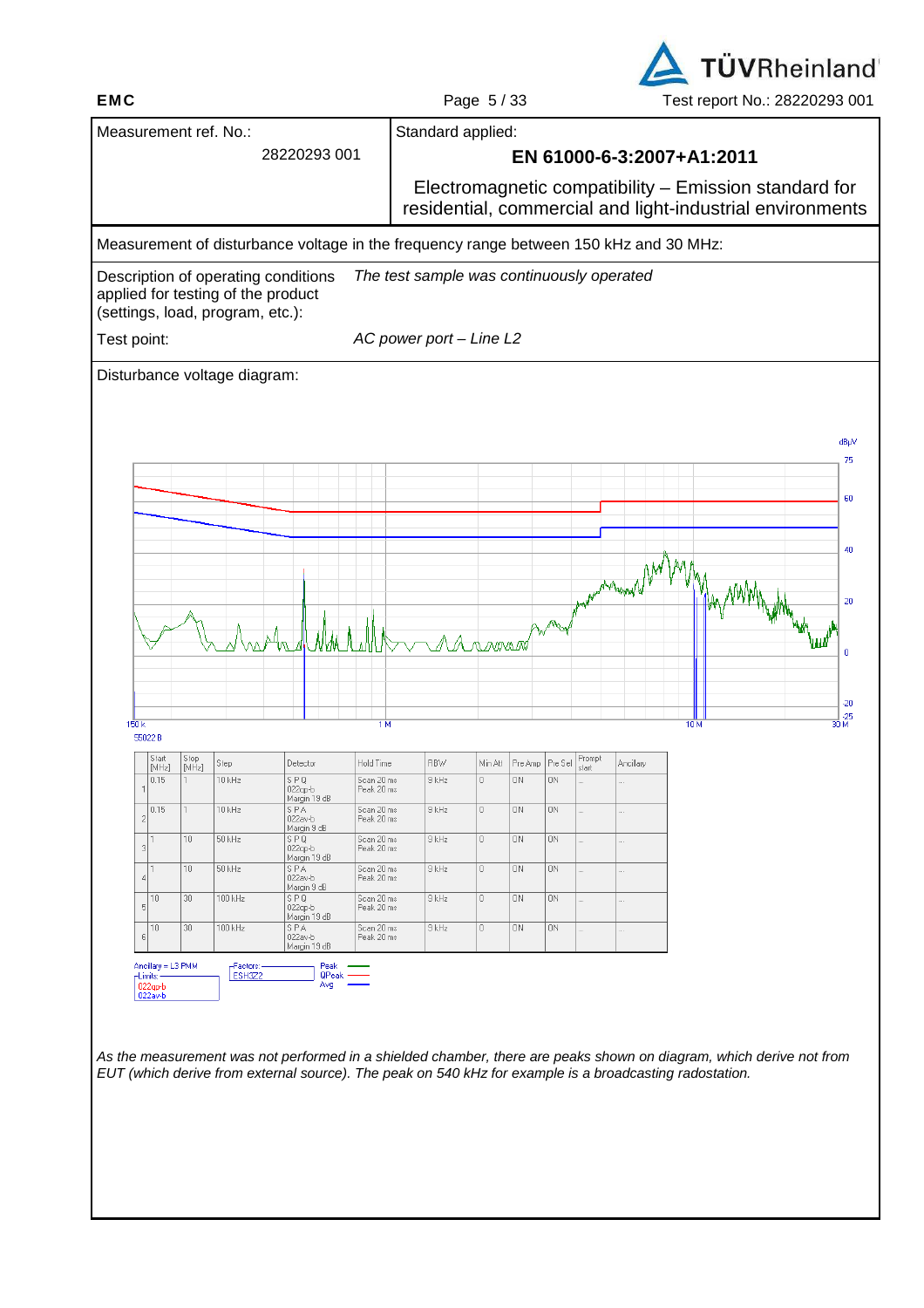| Measurement ref. No.: 28220293 001 | Standard applied: **EN 61000-6-3:2007+A1:2011** Electromagnetic compatibility – Emission standard for residential, commercial and light-industrial environments |
|---|---|

Measurement of disturbance voltage in the frequency range between 150 kHz and 30 MHz:

| Description of operating conditions applied for testing of the product (settings, load, program, etc.): | *The test sample was continuously operated* |
|---|---|
| Test point: | *AC power port – Line L2* |

Disturbance voltage diagram:

dBµV

75
60
40
20
0
-20
-25

150 k  1 M  10 M  30 M

55022 B

| | Start [MHz] | Stop [MHz] | Step | Detector | Hold Time | RBW | Min Att | Pre Amp | Pre Sel | Prompt start | Ancillary |
|---|---|---|---|---|---|---|---|---|---|---|---|
| 1 | 0.15 | 1 | 10 kHz | S P Q 022qp-b Margin 19 dB | Scan 20 ms Peak 20 ms | 9 kHz | 0 | ON | ON | ... | ... |
| 2 | 0.15 | 1 | 10 kHz | S P A 022av-b Margin 9 dB | Scan 20 ms Peak 20 ms | 9 kHz | 0 | ON | ON | ... | ... |
| 3 | 1 | 10 | 50 kHz | S P Q 022qp-b Margin 19 dB | Scan 20 ms Peak 20 ms | 9 kHz | 0 | ON | ON | ... | ... |
| 4 | 1 | 10 | 50 kHz | S P A 022av-b Margin 9 dB | Scan 20 ms Peak 20 ms | 9 kHz | 0 | ON | ON | ... | ... |
| 5 | 10 | 30 | 100 kHz | S P Q 022qp-b Margin 19 dB | Scan 20 ms Peak 20 ms | 9 kHz | 0 | ON | ON | ... | ... |
| 6 | 10 | 30 | 100 kHz | S P A 022av-b Margin 19 dB | Scan 20 ms Peak 20 ms | 9 kHz | 0 | ON | ON | ... | ... |

Ancillary = L3 PMM
Limits: 022qp-b, 022av-b
Factors: ESH3Z2
Peak, QPeak, Avg

*As the measurement was not performed in a shielded chamber, there are peaks shown on diagram, which derive not from EUT (which derive from external source). The peak on 540 kHz for example is a broadcasting radostation.*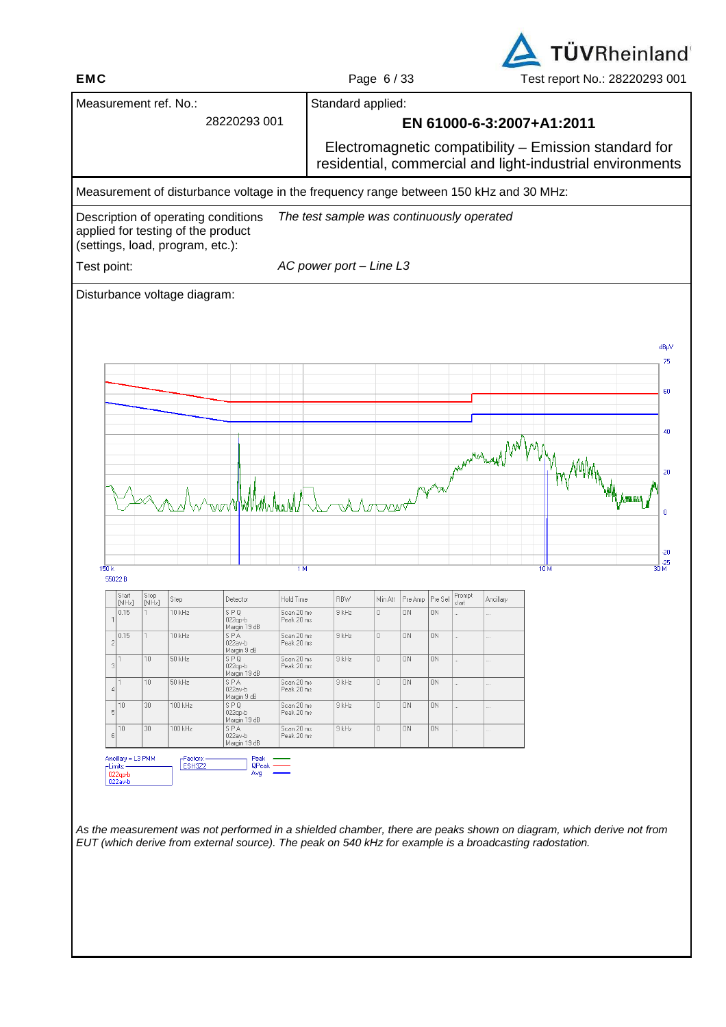| Measurement ref. No.: 28220293 001 | Standard applied: **EN 61000-6-3:2007+A1:2011** Electromagnetic compatibility – Emission standard for residential, commercial and light-industrial environments |
|---|---|

Measurement of disturbance voltage in the frequency range between 150 kHz and 30 MHz:

| | |
|---|---|
| Description of operating conditions applied for testing of the product (settings, load, program, etc.): | *The test sample was continuously operated* |
| Test point: | *AC power port – Line L3* |

Disturbance voltage diagram:

| | Start [MHz] | Stop [MHz] | Step | Detector | Hold Time | RBW | Min Att | Pre Amp | Pre Sel | Prompt start | Ancillary |
|---|---|---|---|---|---|---|---|---|---|---|---|
| 1 | 0.15 | 1 | 10 kHz | S P Q 022qp-b Margin 19 dB | Scan 20 ms Peak 20 ms | 9 kHz | 0 | ON | ON | ... | ... |
| 2 | 0.15 | 1 | 10 kHz | S P A 022av-b Margin 9 dB | Scan 20 ms Peak 20 ms | 9 kHz | 0 | ON | ON | ... | ... |
| 3 | 1 | 10 | 50 kHz | S P Q 022qp-b Margin 19 dB | Scan 20 ms Peak 20 ms | 9 kHz | 0 | ON | ON | ... | ... |
| 4 | 1 | 10 | 50 kHz | S P A 022av-b Margin 9 dB | Scan 20 ms Peak 20 ms | 9 kHz | 0 | ON | ON | ... | ... |
| 5 | 10 | 30 | 100 kHz | S P Q 022qp-b Margin 19 dB | Scan 20 ms Peak 20 ms | 9 kHz | 0 | ON | ON | ... | ... |
| 6 | 10 | 30 | 100 kHz | S P A 022av-b Margin 19 dB | Scan 20 ms Peak 20 ms | 9 kHz | 0 | ON | ON | ... | ... |

Ancillary = L3 PMM
Limits: 022qp-b, 022av-b
Factors: ESH3Z2
Peak / QPeak / Avg

*As the measurement was not performed in a shielded chamber, there are peaks shown on diagram, which derive not from EUT (which derive from external source). The peak on 540 kHz for example is a broadcasting radostation.*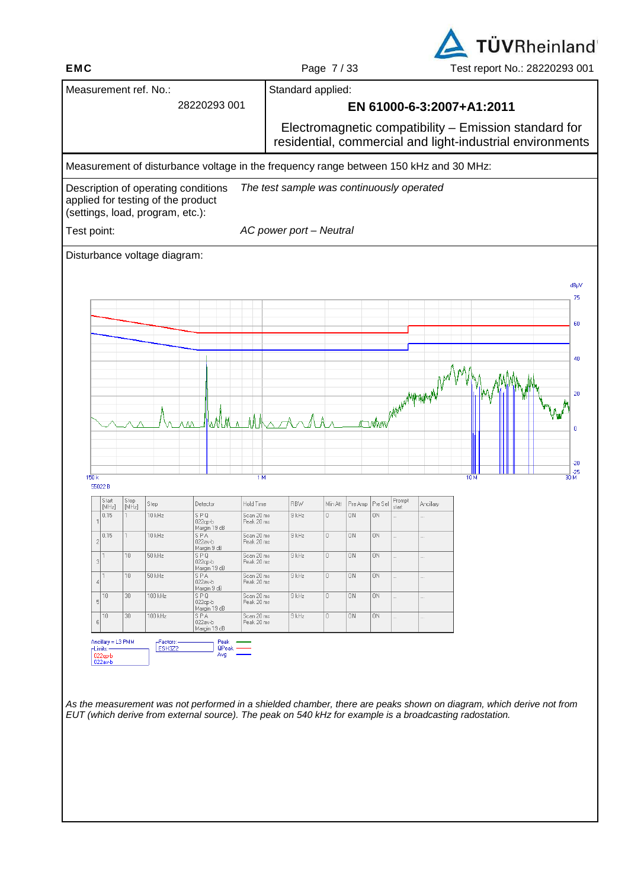| Measurement ref. No.: 28220293 001 | Standard applied: **EN 61000-6-3:2007+A1:2011** Electromagnetic compatibility – Emission standard for residential, commercial and light-industrial environments |
|---|---|

Measurement of disturbance voltage in the frequency range between 150 kHz and 30 MHz:

Description of operating conditions applied for testing of the product (settings, load, program, etc.): *The test sample was continuously operated*

Test point: *AC power port – Neutral*

Disturbance voltage diagram:

|  | Start [MHz] | Stop [MHz] | Step | Detector | Hold Time | RBW | Min Att | Pre Amp | Pre Sel | Prompt start | Ancillary |
|---|---|---|---|---|---|---|---|---|---|---|---|
| 1 | 0.15 | 1 | 10 kHz | S P Q 022qp-b Margin 19 dB | Scan 20 ms Peak 20 ms | 9 kHz | 0 | ON | ON | ... | ... |
| 2 | 0.15 | 1 | 10 kHz | S P A 022av-b Margin 9 dB | Scan 20 ms Peak 20 ms | 9 kHz | 0 | ON | ON | ... | ... |
| 3 | 1 | 10 | 50 kHz | S P Q 022qp-b Margin 19 dB | Scan 20 ms Peak 20 ms | 9 kHz | 0 | ON | ON | ... | ... |
| 4 | 1 | 10 | 50 kHz | S P A 022av-b Margin 9 dB | Scan 20 ms Peak 20 ms | 9 kHz | 0 | ON | ON | ... | ... |
| 5 | 10 | 30 | 100 kHz | S P Q 022qp-b Margin 19 dB | Scan 20 ms Peak 20 ms | 9 kHz | 0 | ON | ON | ... | ... |
| 6 | 10 | 30 | 100 kHz | S P A 022av-b Margin 19 dB | Scan 20 ms Peak 20 ms | 9 kHz | 0 | ON | ON | ... | ... |

Ancillary = L3 PMM

Limits: 022qp-b, 022av-b

Factors: ESH3Z2

Peak / QPeak / Avg

*As the measurement was not performed in a shielded chamber, there are peaks shown on diagram, which derive not from EUT (which derive from external source). The peak on 540 kHz for example is a broadcasting radostation.*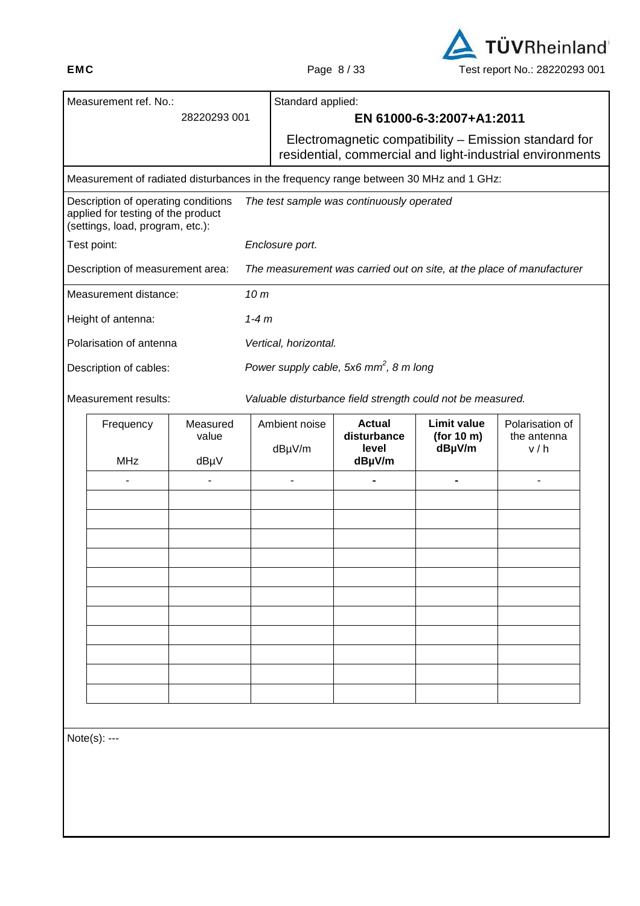| Measurement ref. No.: 28220293 001 | Standard applied: **EN 61000-6-3:2007+A1:2011** Electromagnetic compatibility – Emission standard for residential, commercial and light-industrial environments |
|---|---|

Measurement of radiated disturbances in the frequency range between 30 MHz and 1 GHz:

| | |
|---|---|
| Description of operating conditions applied for testing of the product (settings, load, program, etc.): | *The test sample was continuously operated* |
| Test point: | *Enclosure port.* |
| Description of measurement area: | *The measurement was carried out on site, at the place of manufacturer* |
| Measurement distance: | *10 m* |
| Height of antenna: | *1-4 m* |
| Polarisation of antenna | *Vertical, horizontal.* |
| Description of cables: | *Power supply cable, 5x6 mm², 8 m long* |
| Measurement results: | *Valuable disturbance field strength could not be measured.* |

| Frequency MHz | Measured value dBµV | Ambient noise dBµV/m | **Actual disturbance level dBµV/m** | **Limit value (for 10 m) dBµV/m** | Polarisation of the antenna v / h |
|---|---|---|---|---|---|
| - | - | - | - | - | - |
| | | | | | |
| | | | | | |
| | | | | | |
| | | | | | |
| | | | | | |
| | | | | | |
| | | | | | |
| | | | | | |
| | | | | | |
| | | | | | |
| | | | | | |

Note(s): ---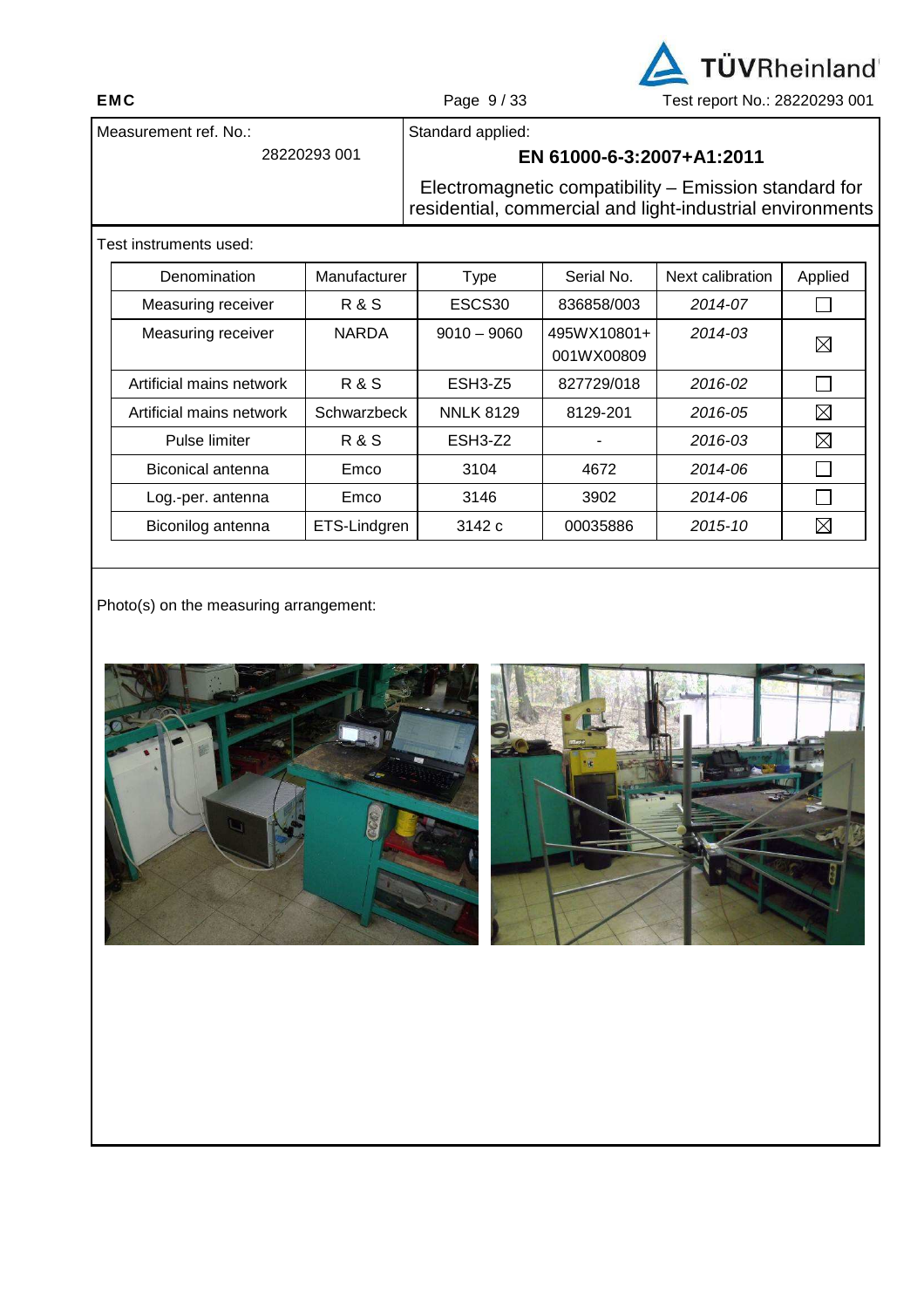| Measurement ref. No.: | Standard applied: |
| --- | --- |
| 28220293 001 | **EN 61000-6-3:2007+A1:2011** |
| | Electromagnetic compatibility – Emission standard for residential, commercial and light-industrial environments |

Test instruments used:

| Denomination | Manufacturer | Type | Serial No. | Next calibration | Applied |
| --- | --- | --- | --- | --- | --- |
| Measuring receiver | R & S | ESCS30 | 836858/003 | *2014-07* | ☐ |
| Measuring receiver | NARDA | 9010 – 9060 | 495WX10801+ 001WX00809 | *2014-03* | ☒ |
| Artificial mains network | R & S | ESH3-Z5 | 827729/018 | *2016-02* | ☐ |
| Artificial mains network | Schwarzbeck | NNLK 8129 | 8129-201 | *2016-05* | ☒ |
| Pulse limiter | R & S | ESH3-Z2 | - | *2016-03* | ☒ |
| Biconical antenna | Emco | 3104 | 4672 | *2014-06* | ☐ |
| Log.-per. antenna | Emco | 3146 | 3902 | *2014-06* | ☐ |
| Biconilog antenna | ETS-Lindgren | 3142 c | 00035886 | *2015-10* | ☒ |

Photo(s) on the measuring arrangement: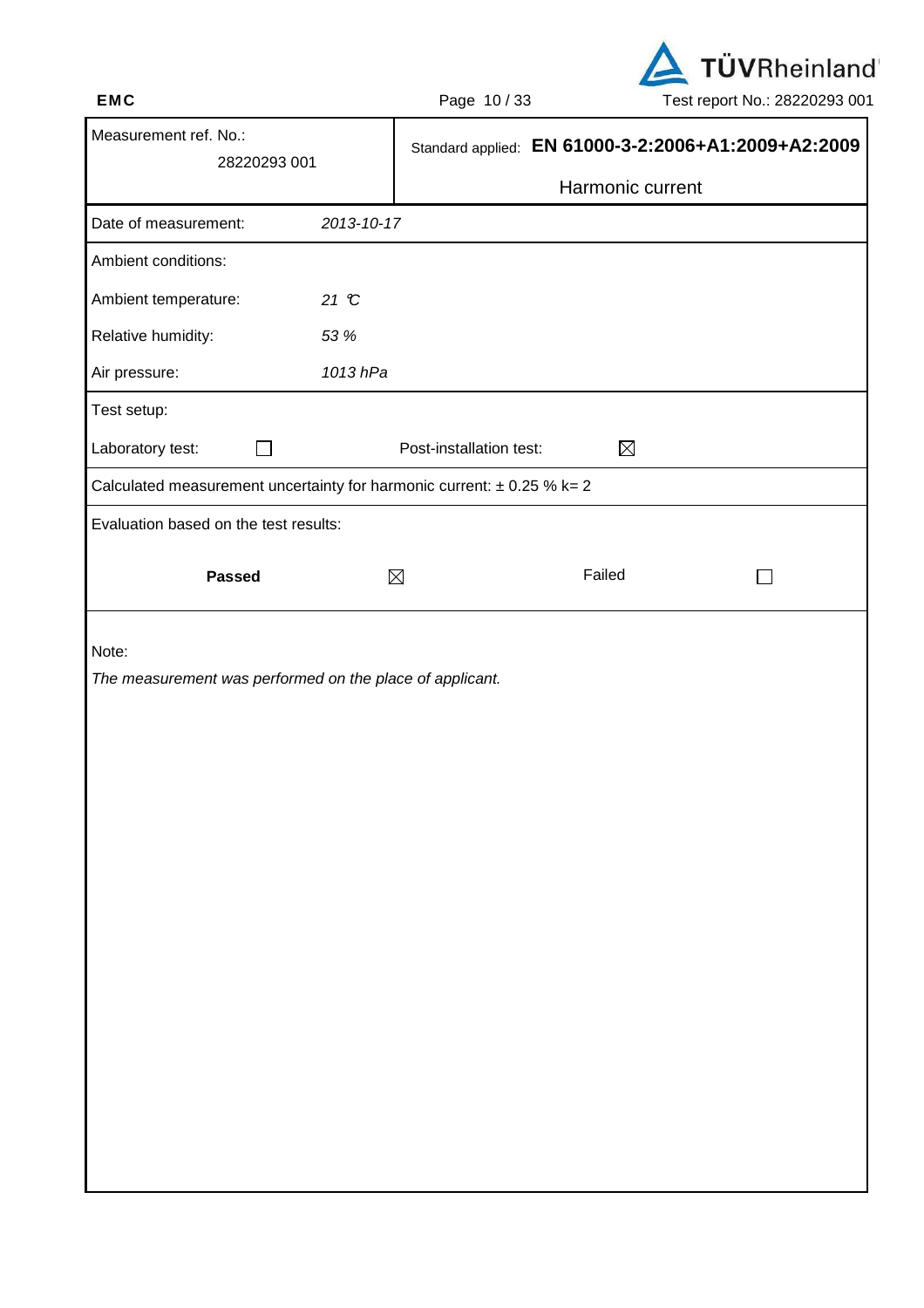| Measurement ref. No.: 28220293 001 | Standard applied: **EN 61000-3-2:2006+A1:2009+A2:2009** Harmonic current |
| --- | --- |

| | |
| --- | --- |
| Date of measurement: | *2013-10-17* |
| Ambient conditions: | |
| Ambient temperature: | *21 °C* |
| Relative humidity: | *53 %* |
| Air pressure: | *1013 hPa* |

Test setup:

| Laboratory test: | ☐ | Post-installation test: | ☒ |
| --- | --- | --- | --- |

Calculated measurement uncertainty for harmonic current: ± 0.25 % k= 2

Evaluation based on the test results:

| **Passed** | ☒ | Failed | ☐ |
| --- | --- | --- | --- |

Note:

*The measurement was performed on the place of applicant.*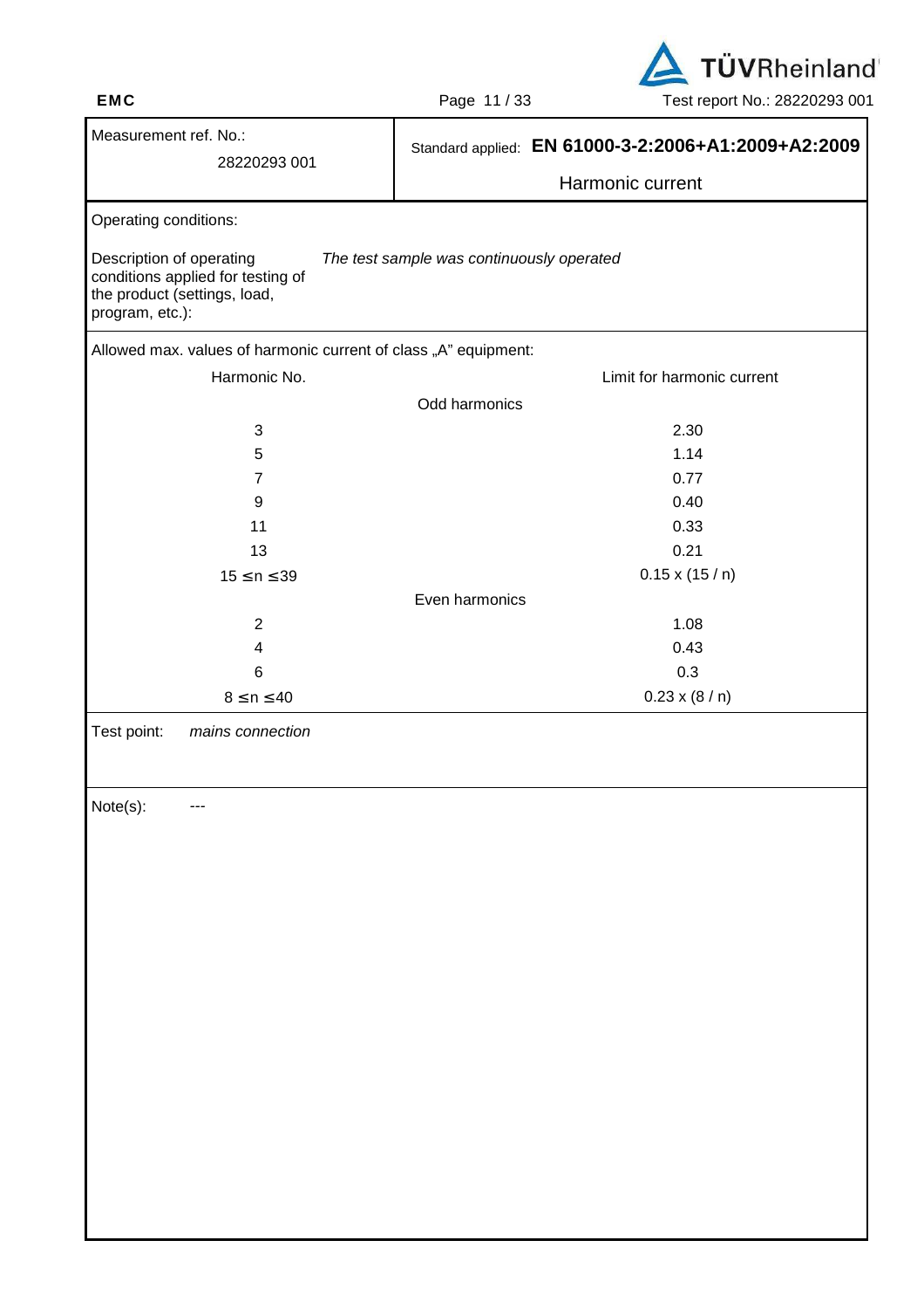| Measurement ref. No.: 28220293 001 | Standard applied: **EN 61000-3-2:2006+A1:2009+A2:2009** Harmonic current |
|---|---|

Operating conditions:

Description of operating conditions applied for testing of the product (settings, load, program, etc.): *The test sample was continuously operated*

Allowed max. values of harmonic current of class „A" equipment:

| Harmonic No. | Limit for harmonic current |
|---|---|
| **Odd harmonics** | |
| 3 | 2.30 |
| 5 | 1.14 |
| 7 | 0.77 |
| 9 | 0.40 |
| 11 | 0.33 |
| 13 | 0.21 |
| $15 \leq n \leq 39$ | $0.15 \times (15 / n)$ |
| **Even harmonics** | |
| 2 | 1.08 |
| 4 | 0.43 |
| 6 | 0.3 |
| $8 \leq n \leq 40$ | $0.23 \times (8 / n)$ |

Test point: *mains connection*

Note(s): ---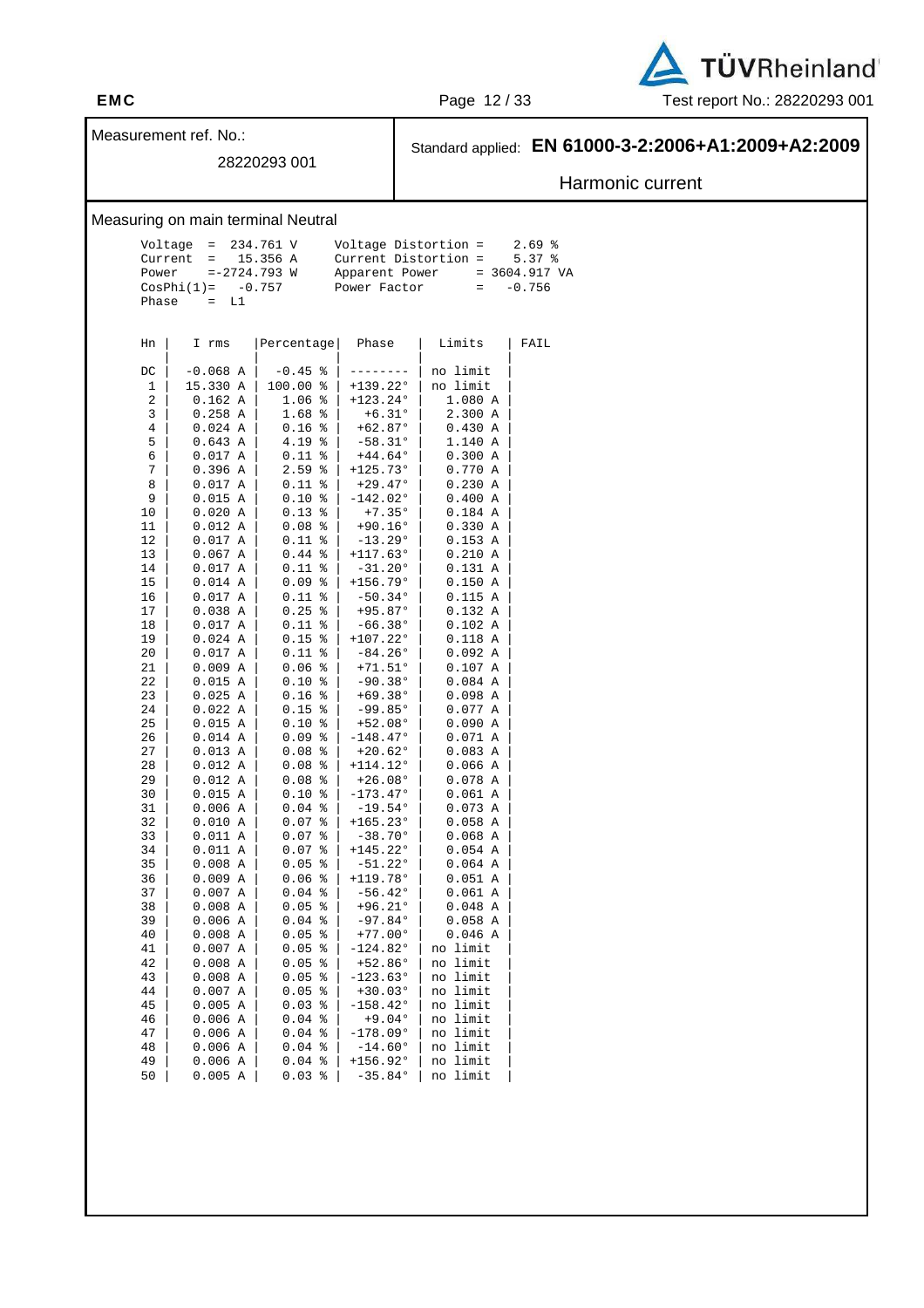| Measurement ref. No.: 28220293 001 | Standard applied: **EN 61000-3-2:2006+A1:2009+A2:2009** Harmonic current |
|---|---|

Measuring on main terminal Neutral

```
Voltage  =  234.761 V       Voltage Distortion =    2.69 %
Current  =   15.356 A       Current Distortion =    5.37 %
Power    =-2724.793 W       Apparent Power     = 3604.917 VA
CosPhi(1)=    -0.757        Power Factor       =   -0.756
Phase    =  L1
```

| Hn | I rms | Percentage | Phase | Limits | FAIL |
|---|---|---|---|---|---|
| DC | -0.068 A | -0.45 % | -------- | no limit | |
| 1 | 15.330 A | 100.00 % | +139.22° | no limit | |
| 2 | 0.162 A | 1.06 % | +123.24° | 1.080 A | |
| 3 | 0.258 A | 1.68 % | +6.31° | 2.300 A | |
| 4 | 0.024 A | 0.16 % | +62.87° | 0.430 A | |
| 5 | 0.643 A | 4.19 % | -58.31° | 1.140 A | |
| 6 | 0.017 A | 0.11 % | +44.64° | 0.300 A | |
| 7 | 0.396 A | 2.59 % | +125.73° | 0.770 A | |
| 8 | 0.017 A | 0.11 % | +29.47° | 0.230 A | |
| 9 | 0.015 A | 0.10 % | -142.02° | 0.400 A | |
| 10 | 0.020 A | 0.13 % | +7.35° | 0.184 A | |
| 11 | 0.012 A | 0.08 % | +90.16° | 0.330 A | |
| 12 | 0.017 A | 0.11 % | -13.29° | 0.153 A | |
| 13 | 0.067 A | 0.44 % | +117.63° | 0.210 A | |
| 14 | 0.017 A | 0.11 % | -31.20° | 0.131 A | |
| 15 | 0.014 A | 0.09 % | +156.79° | 0.150 A | |
| 16 | 0.017 A | 0.11 % | -50.34° | 0.115 A | |
| 17 | 0.038 A | 0.25 % | +95.87° | 0.132 A | |
| 18 | 0.017 A | 0.11 % | -66.38° | 0.102 A | |
| 19 | 0.024 A | 0.15 % | +107.22° | 0.118 A | |
| 20 | 0.017 A | 0.11 % | -84.26° | 0.092 A | |
| 21 | 0.009 A | 0.06 % | +71.51° | 0.107 A | |
| 22 | 0.015 A | 0.10 % | -90.38° | 0.084 A | |
| 23 | 0.025 A | 0.16 % | +69.38° | 0.098 A | |
| 24 | 0.022 A | 0.15 % | -99.85° | 0.077 A | |
| 25 | 0.015 A | 0.10 % | +52.08° | 0.090 A | |
| 26 | 0.014 A | 0.09 % | -148.47° | 0.071 A | |
| 27 | 0.013 A | 0.08 % | +20.62° | 0.083 A | |
| 28 | 0.012 A | 0.08 % | +114.12° | 0.066 A | |
| 29 | 0.012 A | 0.08 % | +26.08° | 0.078 A | |
| 30 | 0.015 A | 0.10 % | -173.47° | 0.061 A | |
| 31 | 0.006 A | 0.04 % | -19.54° | 0.073 A | |
| 32 | 0.010 A | 0.07 % | +165.23° | 0.058 A | |
| 33 | 0.011 A | 0.07 % | -38.70° | 0.068 A | |
| 34 | 0.011 A | 0.07 % | +145.22° | 0.054 A | |
| 35 | 0.008 A | 0.05 % | -51.22° | 0.064 A | |
| 36 | 0.009 A | 0.06 % | +119.78° | 0.051 A | |
| 37 | 0.007 A | 0.04 % | -56.42° | 0.061 A | |
| 38 | 0.008 A | 0.05 % | +96.21° | 0.048 A | |
| 39 | 0.006 A | 0.04 % | -97.84° | 0.058 A | |
| 40 | 0.008 A | 0.05 % | +77.00° | 0.046 A | |
| 41 | 0.007 A | 0.05 % | -124.82° | no limit | |
| 42 | 0.008 A | 0.05 % | +52.86° | no limit | |
| 43 | 0.008 A | 0.05 % | -123.63° | no limit | |
| 44 | 0.007 A | 0.05 % | +30.03° | no limit | |
| 45 | 0.005 A | 0.03 % | -158.42° | no limit | |
| 46 | 0.006 A | 0.04 % | +9.04° | no limit | |
| 47 | 0.006 A | 0.04 % | -178.09° | no limit | |
| 48 | 0.006 A | 0.04 % | -14.60° | no limit | |
| 49 | 0.006 A | 0.04 % | +156.92° | no limit | |
| 50 | 0.005 A | 0.03 % | -35.84° | no limit | |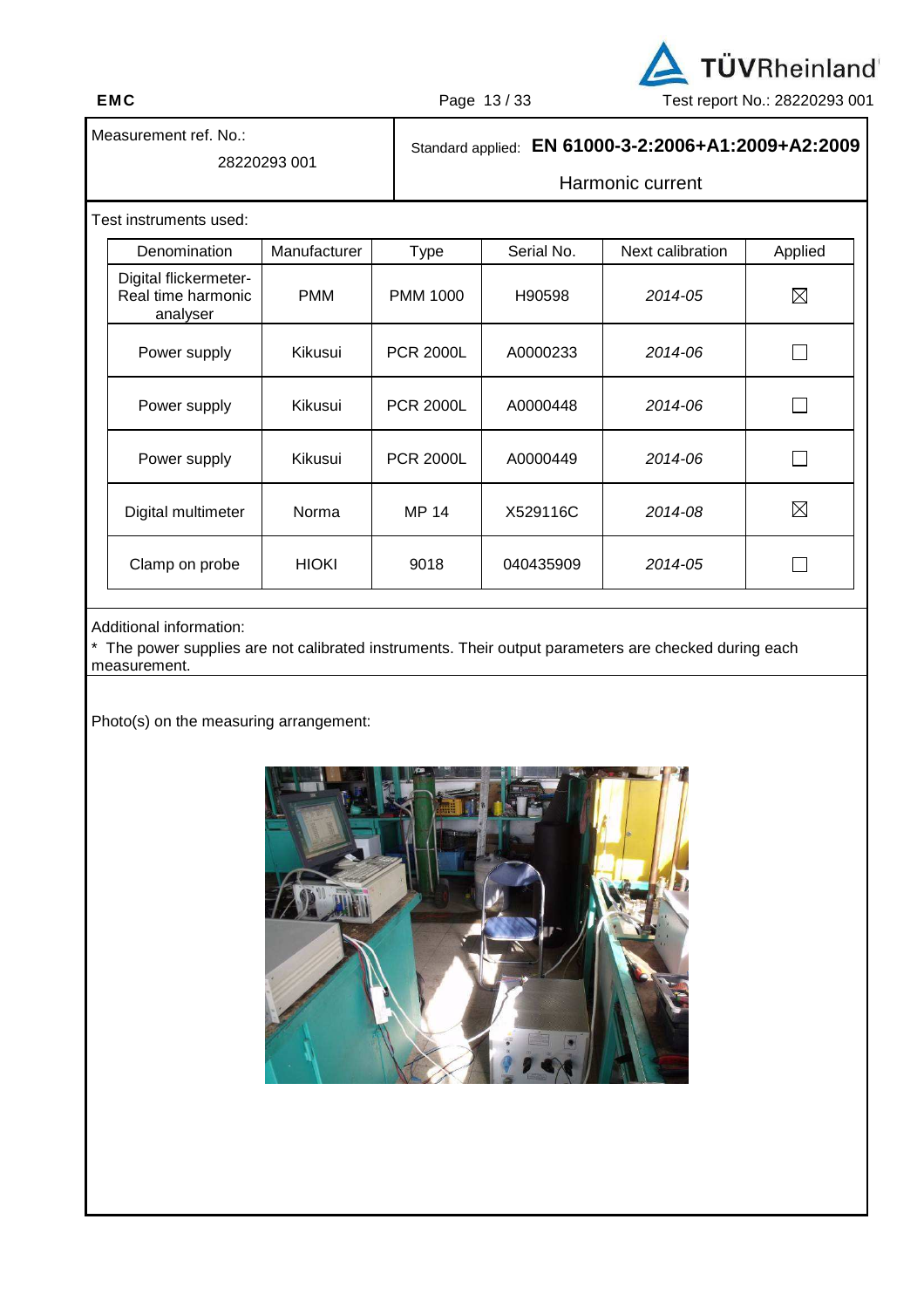| Measurement ref. No.: 28220293 001 | Standard applied: **EN 61000-3-2:2006+A1:2009+A2:2009** Harmonic current |
|---|---|

Test instruments used:

| Denomination | Manufacturer | Type | Serial No. | Next calibration | Applied |
|---|---|---|---|---|---|
| Digital flickermeter-Real time harmonic analyser | PMM | PMM 1000 | H90598 | *2014-05* | ☒ |
| Power supply | Kikusui | PCR 2000L | A0000233 | *2014-06* | ☐ |
| Power supply | Kikusui | PCR 2000L | A0000448 | *2014-06* | ☐ |
| Power supply | Kikusui | PCR 2000L | A0000449 | *2014-06* | ☐ |
| Digital multimeter | Norma | MP 14 | X529116C | *2014-08* | ☒ |
| Clamp on probe | HIOKI | 9018 | 040435909 | *2014-05* | ☐ |

Additional information:

* The power supplies are not calibrated instruments. Their output parameters are checked during each measurement.

Photo(s) on the measuring arrangement: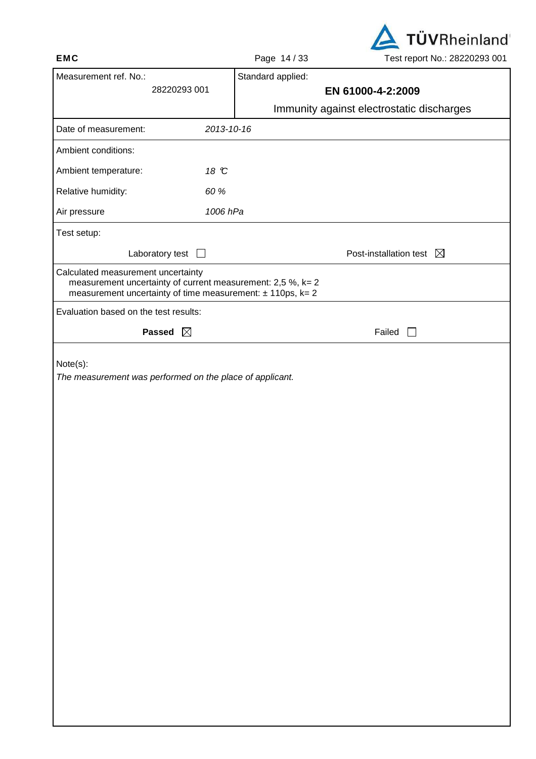| Measurement ref. No.: 28220293 001 | Standard applied: **EN 61000-4-2:2009** Immunity against electrostatic discharges |
|---|---|
| Date of measurement: | *2013-10-16* |
| Ambient conditions: | |
| Ambient temperature: | *18 °C* |
| Relative humidity: | *60 %* |
| Air pressure | *1006 hPa* |

Test setup:

Laboratory test ☐ Post-installation test ☒

Calculated measurement uncertainty
measurement uncertainty of current measurement: 2,5 %, k= 2
measurement uncertainty of time measurement: ± 110ps, k= 2

Evaluation based on the test results:

**Passed** ☒ Failed ☐

Note(s):

*The measurement was performed on the place of applicant.*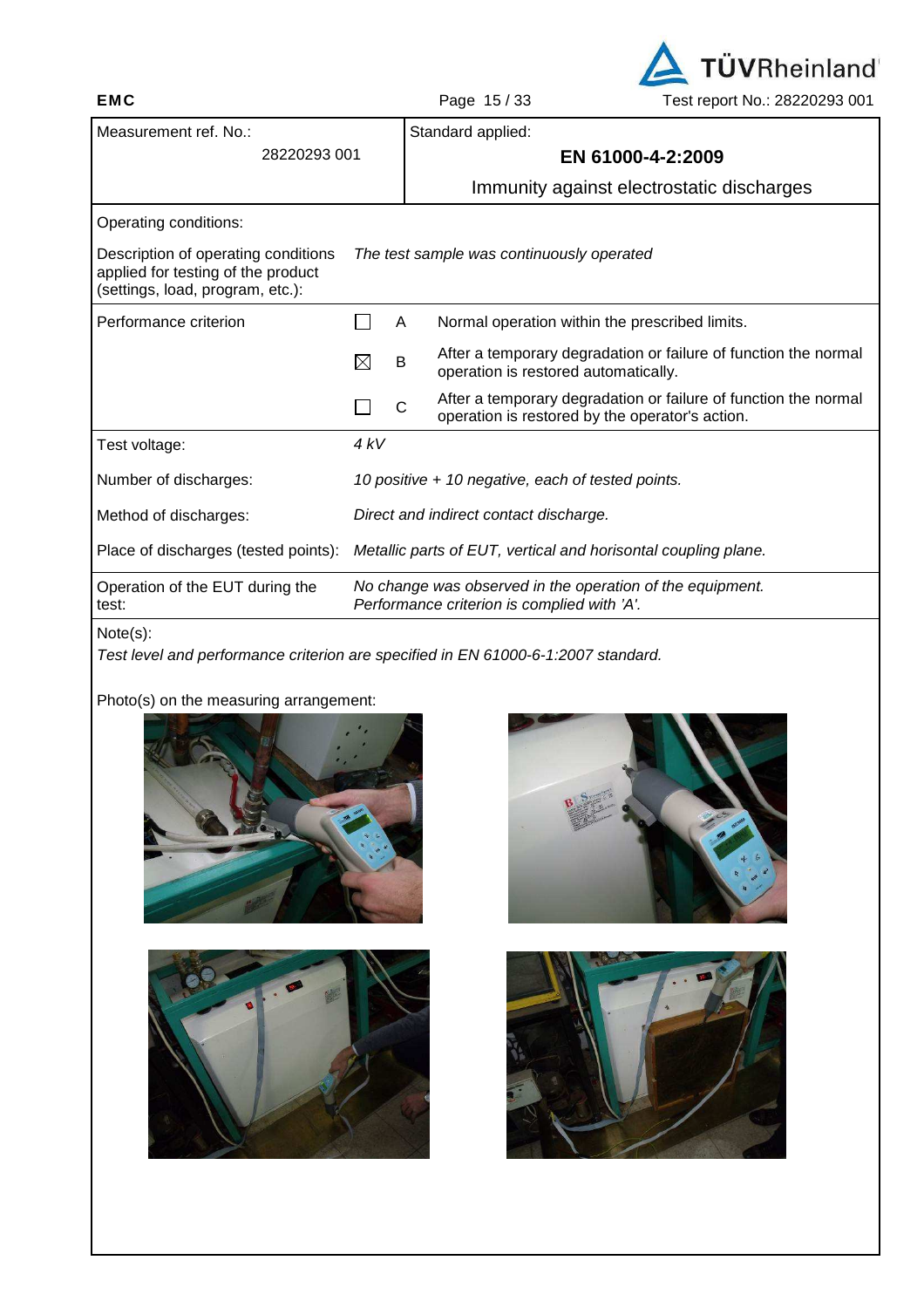| Measurement ref. No.: 28220293 001 | Standard applied: **EN 61000-4-2:2009** Immunity against electrostatic discharges |
|---|---|

Operating conditions:

| | |
|---|---|
| Description of operating conditions applied for testing of the product (settings, load, program, etc.): | *The test sample was continuously operated* |

| Performance criterion | | | |
|---|---|---|---|
| | ☐ | A | Normal operation within the prescribed limits. |
| | ☒ | B | After a temporary degradation or failure of function the normal operation is restored automatically. |
| | ☐ | C | After a temporary degradation or failure of function the normal operation is restored by the operator's action. |

| | |
|---|---|
| Test voltage: | *4 kV* |
| Number of discharges: | *10 positive + 10 negative, each of tested points.* |
| Method of discharges: | *Direct and indirect contact discharge.* |
| Place of discharges (tested points): | *Metallic parts of EUT, vertical and horisontal coupling plane.* |
| Operation of the EUT during the test: | *No change was observed in the operation of the equipment. Performance criterion is complied with 'A'.* |

Note(s):

*Test level and performance criterion are specified in EN 61000-6-1:2007 standard.*

Photo(s) on the measuring arrangement: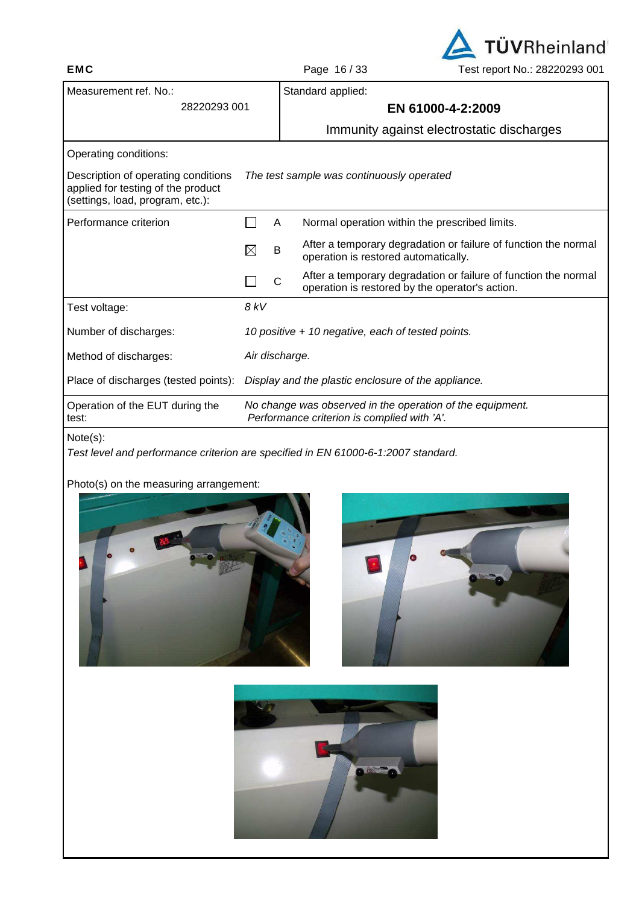| Measurement ref. No.: 28220293 001 | Standard applied: **EN 61000-4-2:2009** Immunity against electrostatic discharges |
|---|---|

Operating conditions:

| | | | |
|---|---|---|---|
| Description of operating conditions applied for testing of the product (settings, load, program, etc.): | *The test sample was continuously operated* | | |
| Performance criterion | ☐ | A | Normal operation within the prescribed limits. |
| | ☒ | B | After a temporary degradation or failure of function the normal operation is restored automatically. |
| | ☐ | C | After a temporary degradation or failure of function the normal operation is restored by the operator's action. |
| Test voltage: | *8 kV* | | |
| Number of discharges: | *10 positive + 10 negative, each of tested points.* | | |
| Method of discharges: | *Air discharge.* | | |
| Place of discharges (tested points): | *Display and the plastic enclosure of the appliance.* | | |
| Operation of the EUT during the test: | *No change was observed in the operation of the equipment. Performance criterion is complied with 'A'.* | | |

Note(s):

*Test level and performance criterion are specified in EN 61000-6-1:2007 standard.*

Photo(s) on the measuring arrangement: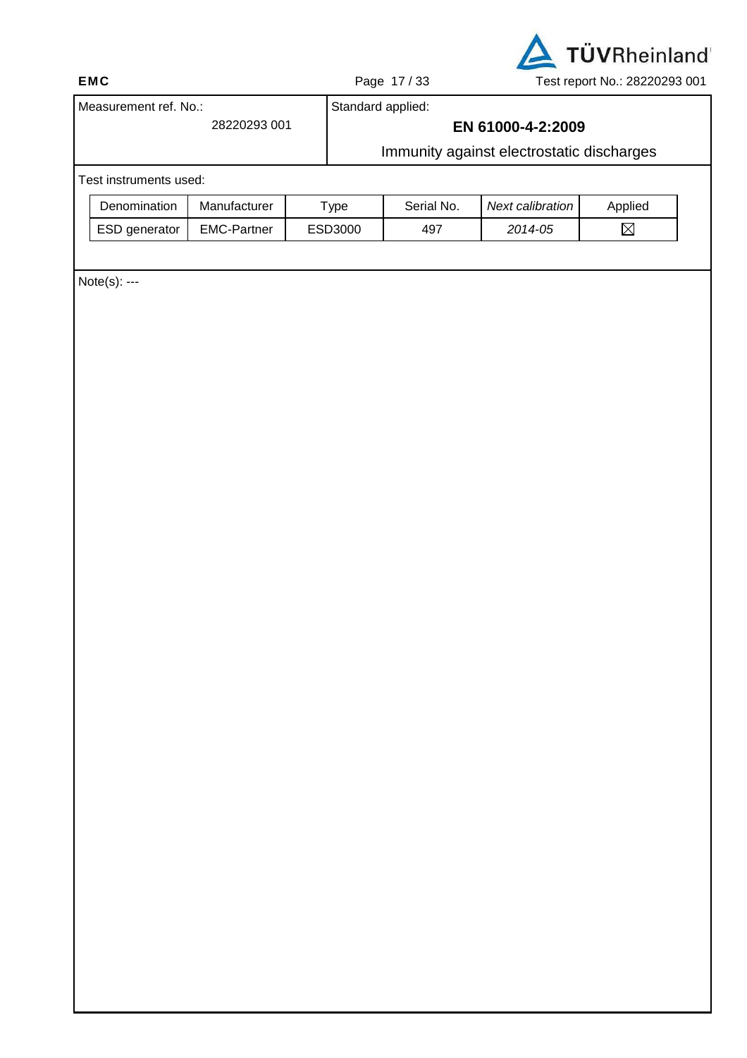| Measurement ref. No.: | Standard applied: |
| --- | --- |
| 28220293 001 | **EN 61000-4-2:2009** |
| | Immunity against electrostatic discharges |

Test instruments used:

| Denomination | Manufacturer | Type | Serial No. | *Next calibration* | Applied |
| --- | --- | --- | --- | --- | --- |
| ESD generator | EMC-Partner | ESD3000 | 497 | *2014-05* | ☒ |

Note(s): ---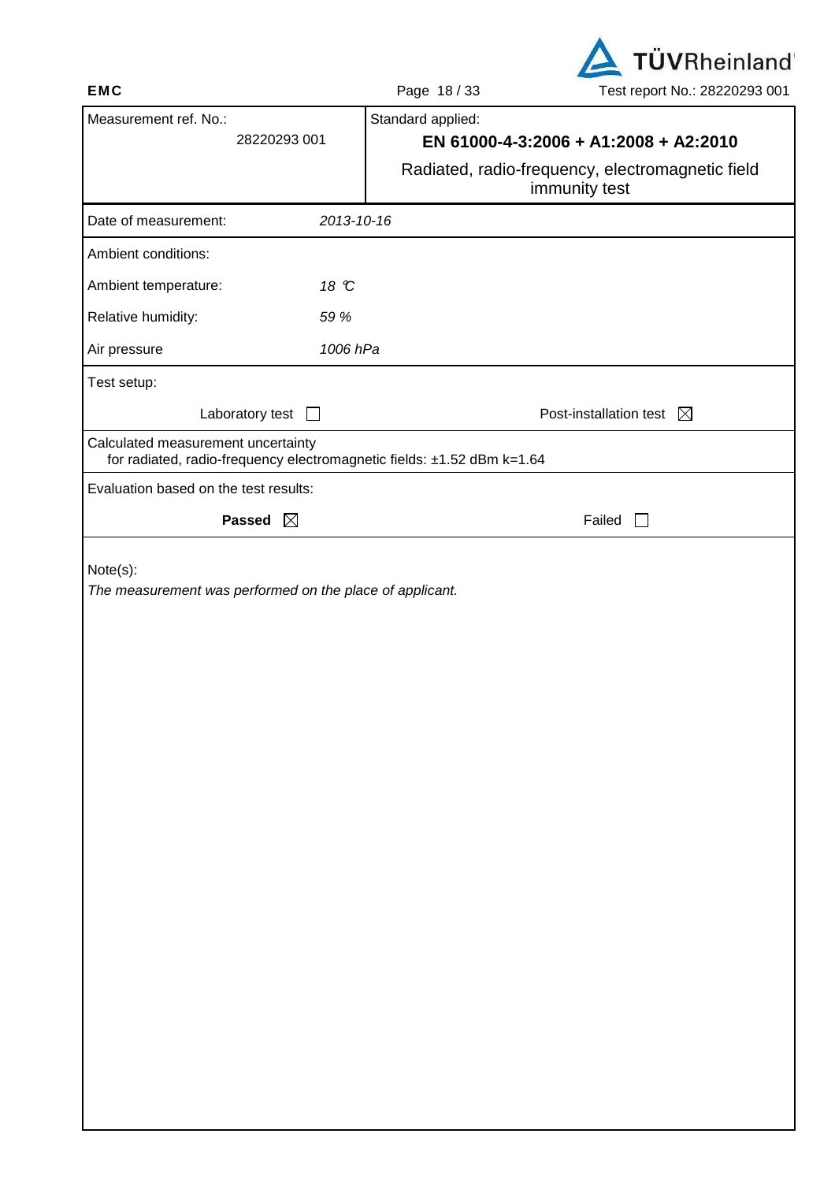| Measurement ref. No.: 28220293 001 | Standard applied: **EN 61000-4-3:2006 + A1:2008 + A2:2010** Radiated, radio-frequency, electromagnetic field immunity test |
|---|---|

| | |
|---|---|
| Date of measurement: | *2013-10-16* |
| Ambient conditions: | |
| Ambient temperature: | *18 °C* |
| Relative humidity: | *59 %* |
| Air pressure | *1006 hPa* |

Test setup:

| | |
|---|---|
| Laboratory test ☐ | Post-installation test ☒ |

Calculated measurement uncertainty
for radiated, radio-frequency electromagnetic fields: ±1.52 dBm k=1.64

Evaluation based on the test results:

| | |
|---|---|
| **Passed** ☒ | Failed ☐ |

Note(s):

*The measurement was performed on the place of applicant.*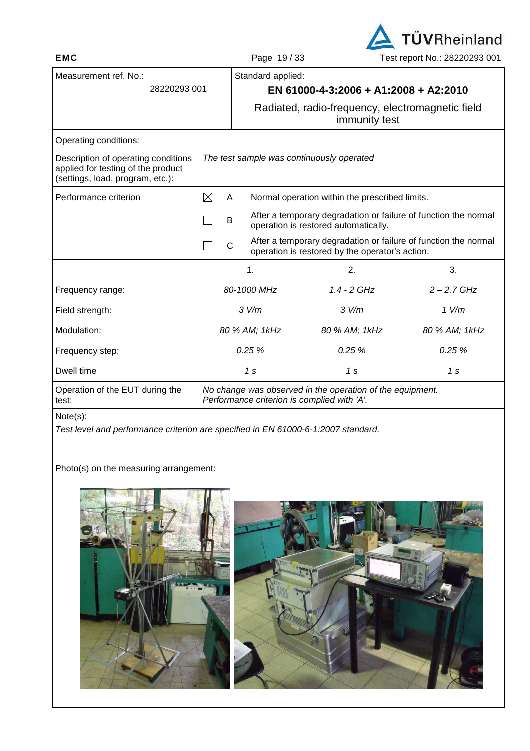| Measurement ref. No.: | Standard applied: |
|---|---|
| 28220293 001 | **EN 61000-4-3:2006 + A1:2008 + A2:2010** |
| | Radiated, radio-frequency, electromagnetic field immunity test |

Operating conditions:

| Description of operating conditions applied for testing of the product (settings, load, program, etc.): | *The test sample was continuously operated* |
|---|---|

| Performance criterion | | | |
|---|---|---|---|
| | ☒ | A | Normal operation within the prescribed limits. |
| | ☐ | B | After a temporary degradation or failure of function the normal operation is restored automatically. |
| | ☐ | C | After a temporary degradation or failure of function the normal operation is restored by the operator's action. |

| | 1. | 2. | 3. |
|---|---|---|---|
| Frequency range: | *80-1000 MHz* | *1.4 - 2 GHz* | *2 – 2.7 GHz* |
| Field strength: | *3 V/m* | *3 V/m* | *1 V/m* |
| Modulation: | *80 % AM; 1kHz* | *80 % AM; 1kHz* | *80 % AM; 1kHz* |
| Frequency step: | *0.25 %* | *0.25 %* | *0.25 %* |
| Dwell time | *1 s* | *1 s* | *1 s* |

| Operation of the EUT during the test: | *No change was observed in the operation of the equipment. Performance criterion is complied with 'A'.* |
|---|---|

Note(s):

*Test level and performance criterion are specified in EN 61000-6-1:2007 standard.*

Photo(s) on the measuring arrangement: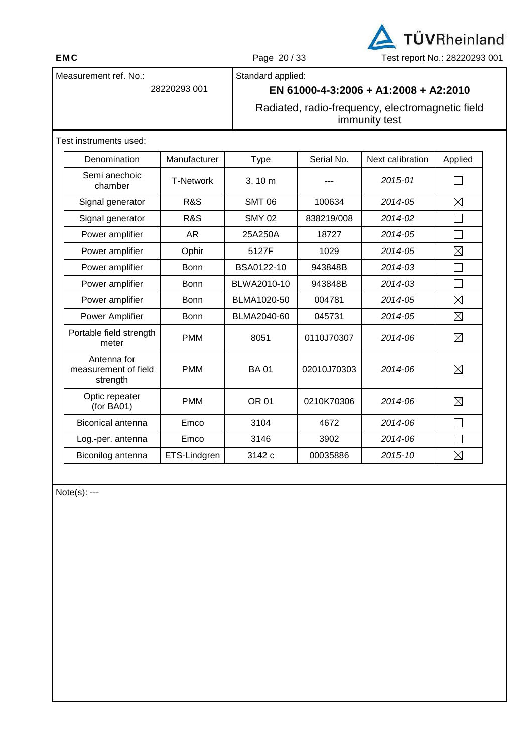| Measurement ref. No.: 28220293 001 | Standard applied: **EN 61000-4-3:2006 + A1:2008 + A2:2010** Radiated, radio-frequency, electromagnetic field immunity test |
|---|---|

Test instruments used:

| Denomination | Manufacturer | Type | Serial No. | Next calibration | Applied |
|---|---|---|---|---|---|
| Semi anechoic chamber | T-Network | 3, 10 m | --- | *2015-01* | ☐ |
| Signal generator | R&S | SMT 06 | 100634 | *2014-05* | ☒ |
| Signal generator | R&S | SMY 02 | 838219/008 | *2014-02* | ☐ |
| Power amplifier | AR | 25A250A | 18727 | *2014-05* | ☐ |
| Power amplifier | Ophir | 5127F | 1029 | *2014-05* | ☒ |
| Power amplifier | Bonn | BSA0122-10 | 943848B | *2014-03* | ☐ |
| Power amplifier | Bonn | BLWA2010-10 | 943848B | *2014-03* | ☐ |
| Power amplifier | Bonn | BLMA1020-50 | 004781 | *2014-05* | ☒ |
| Power Amplifier | Bonn | BLMA2040-60 | 045731 | *2014-05* | ☒ |
| Portable field strength meter | PMM | 8051 | 0110J70307 | *2014-06* | ☒ |
| Antenna for measurement of field strength | PMM | BA 01 | 02010J70303 | *2014-06* | ☒ |
| Optic repeater (for BA01) | PMM | OR 01 | 0210K70306 | *2014-06* | ☒ |
| Biconical antenna | Emco | 3104 | 4672 | *2014-06* | ☐ |
| Log.-per. antenna | Emco | 3146 | 3902 | *2014-06* | ☐ |
| Biconilog antenna | ETS-Lindgren | 3142 c | 00035886 | *2015-10* | ☒ |

Note(s): ---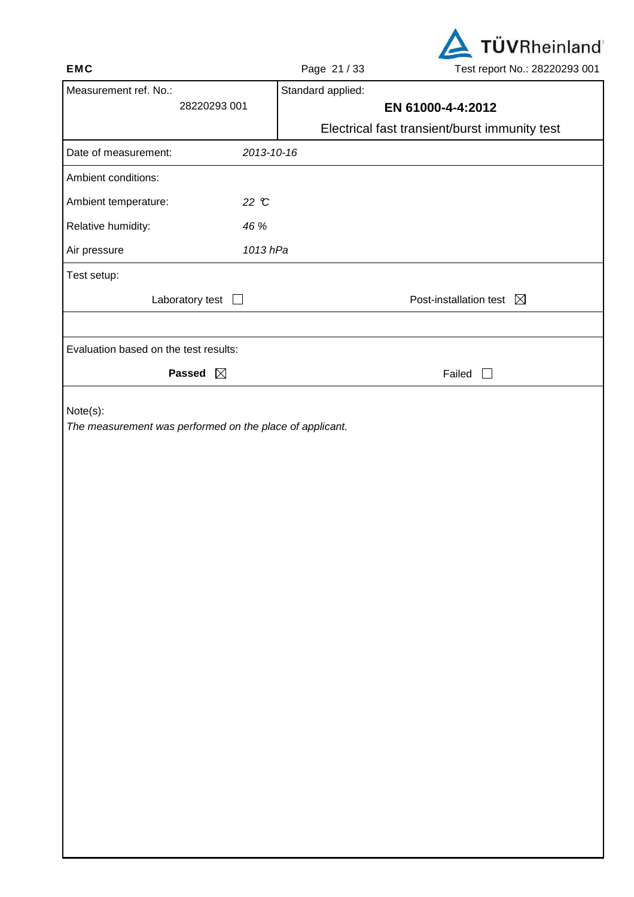| Measurement ref. No.: 28220293 001 | Standard applied: **EN 61000-4-4:2012** Electrical fast transient/burst immunity test |
|---|---|
| Date of measurement: | *2013-10-16* |
| Ambient conditions: | |
| Ambient temperature: | *22 °C* |
| Relative humidity: | *46 %* |
| Air pressure | *1013 hPa* |

Test setup:

Laboratory test ☐ Post-installation test ☒

Evaluation based on the test results:

**Passed** ☒ Failed ☐

Note(s):

*The measurement was performed on the place of applicant.*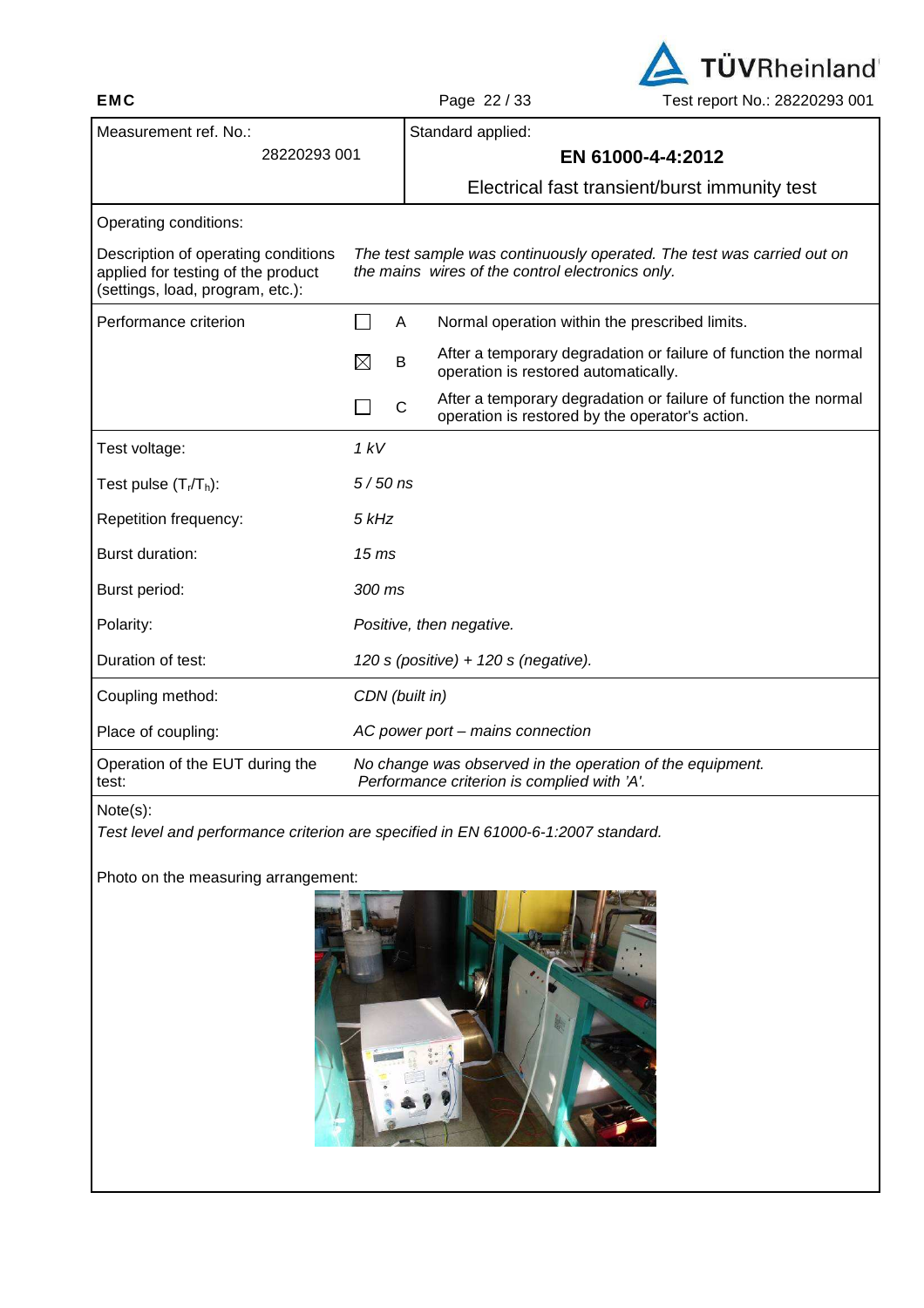| Measurement ref. No.: 28220293 001 | Standard applied: **EN 61000-4-4:2012** Electrical fast transient/burst immunity test |
|---|---|

Operating conditions:

| | | | |
|---|---|---|---|
| Description of operating conditions applied for testing of the product (settings, load, program, etc.): | *The test sample was continuously operated. The test was carried out on the mains wires of the control electronics only.* | | |
| Performance criterion | ☐ | A | Normal operation within the prescribed limits. |
| | ☒ | B | After a temporary degradation or failure of function the normal operation is restored automatically. |
| | ☐ | C | After a temporary degradation or failure of function the normal operation is restored by the operator's action. |
| Test voltage: | *1 kV* | | |
| Test pulse ($T_r/T_h$): | *5 / 50 ns* | | |
| Repetition frequency: | *5 kHz* | | |
| Burst duration: | *15 ms* | | |
| Burst period: | *300 ms* | | |
| Polarity: | *Positive, then negative.* | | |
| Duration of test: | *120 s (positive) + 120 s (negative).* | | |
| Coupling method: | *CDN (built in)* | | |
| Place of coupling: | *AC power port – mains connection* | | |
| Operation of the EUT during the test: | *No change was observed in the operation of the equipment. Performance criterion is complied with 'A'.* | | |

Note(s):

*Test level and performance criterion are specified in EN 61000-6-1:2007 standard.*

Photo on the measuring arrangement: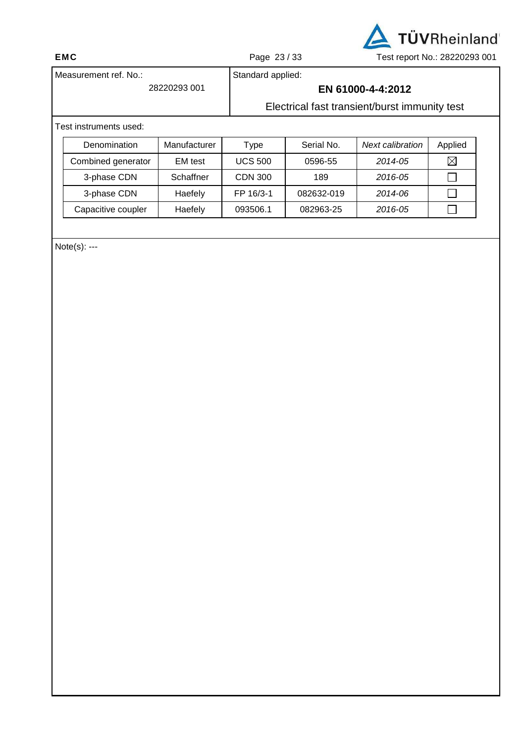| Measurement ref. No.: 28220293 001 | Standard applied: **EN 61000-4-4:2012** Electrical fast transient/burst immunity test |
| --- | --- |

Test instruments used:

| Denomination | Manufacturer | Type | Serial No. | *Next calibration* | Applied |
| --- | --- | --- | --- | --- | --- |
| Combined generator | EM test | UCS 500 | 0596-55 | *2014-05* | ☒ |
| 3-phase CDN | Schaffner | CDN 300 | 189 | *2016-05* | ☐ |
| 3-phase CDN | Haefely | FP 16/3-1 | 082632-019 | *2014-06* | ☐ |
| Capacitive coupler | Haefely | 093506.1 | 082963-25 | *2016-05* | ☐ |

Note(s): ---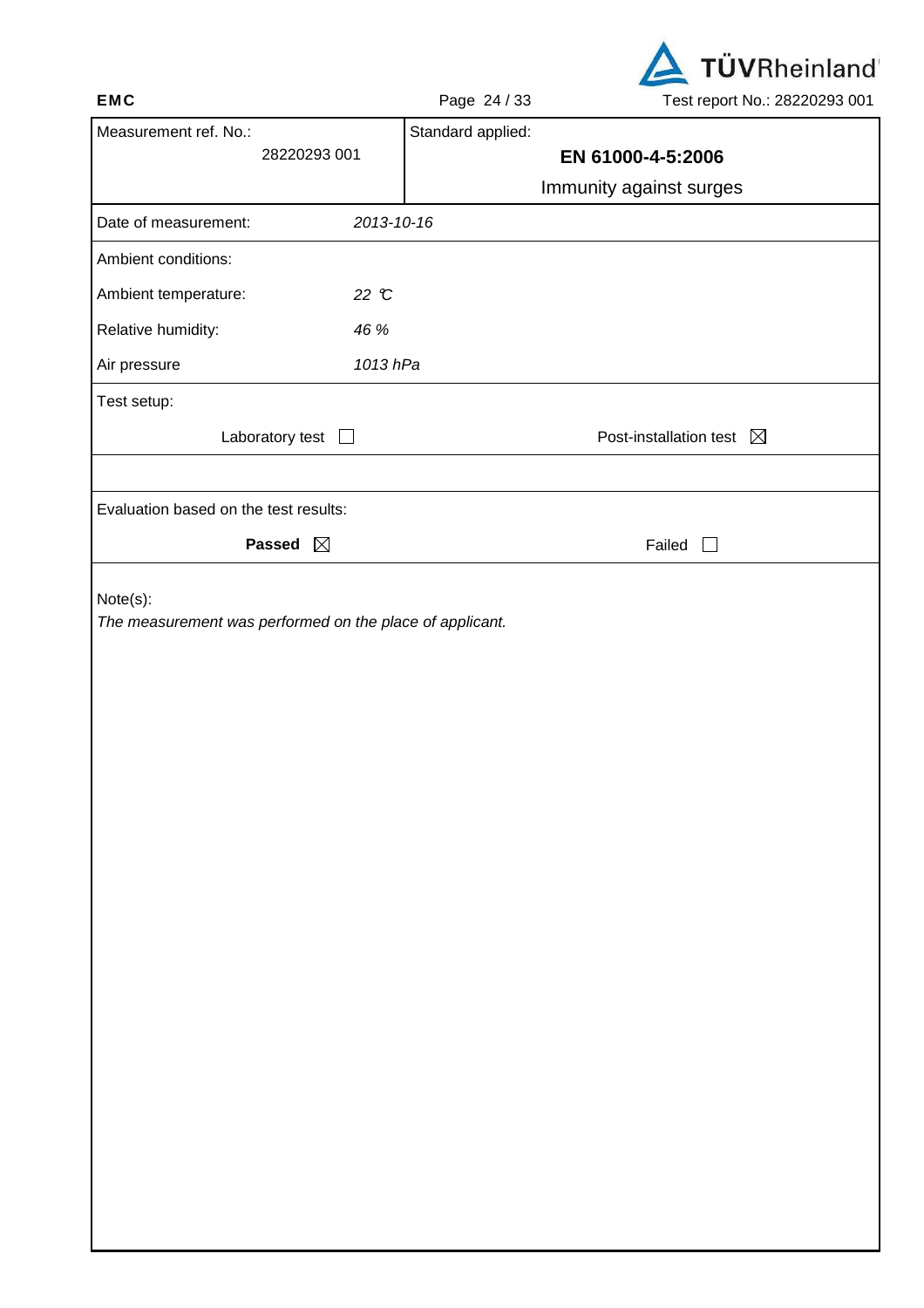| Measurement ref. No.: 28220293 001 | Standard applied: **EN 61000-4-5:2006** Immunity against surges |
|---|---|

| | |
|---|---|
| Date of measurement: | *2013-10-16* |
| Ambient conditions: | |
| Ambient temperature: | *22 °C* |
| Relative humidity: | *46 %* |
| Air pressure | *1013 hPa* |

Test setup:

| | |
|---|---|
| Laboratory test ☐ | Post-installation test ☒ |

Evaluation based on the test results:

| | |
|---|---|
| **Passed** ☒ | Failed ☐ |

Note(s):

*The measurement was performed on the place of applicant.*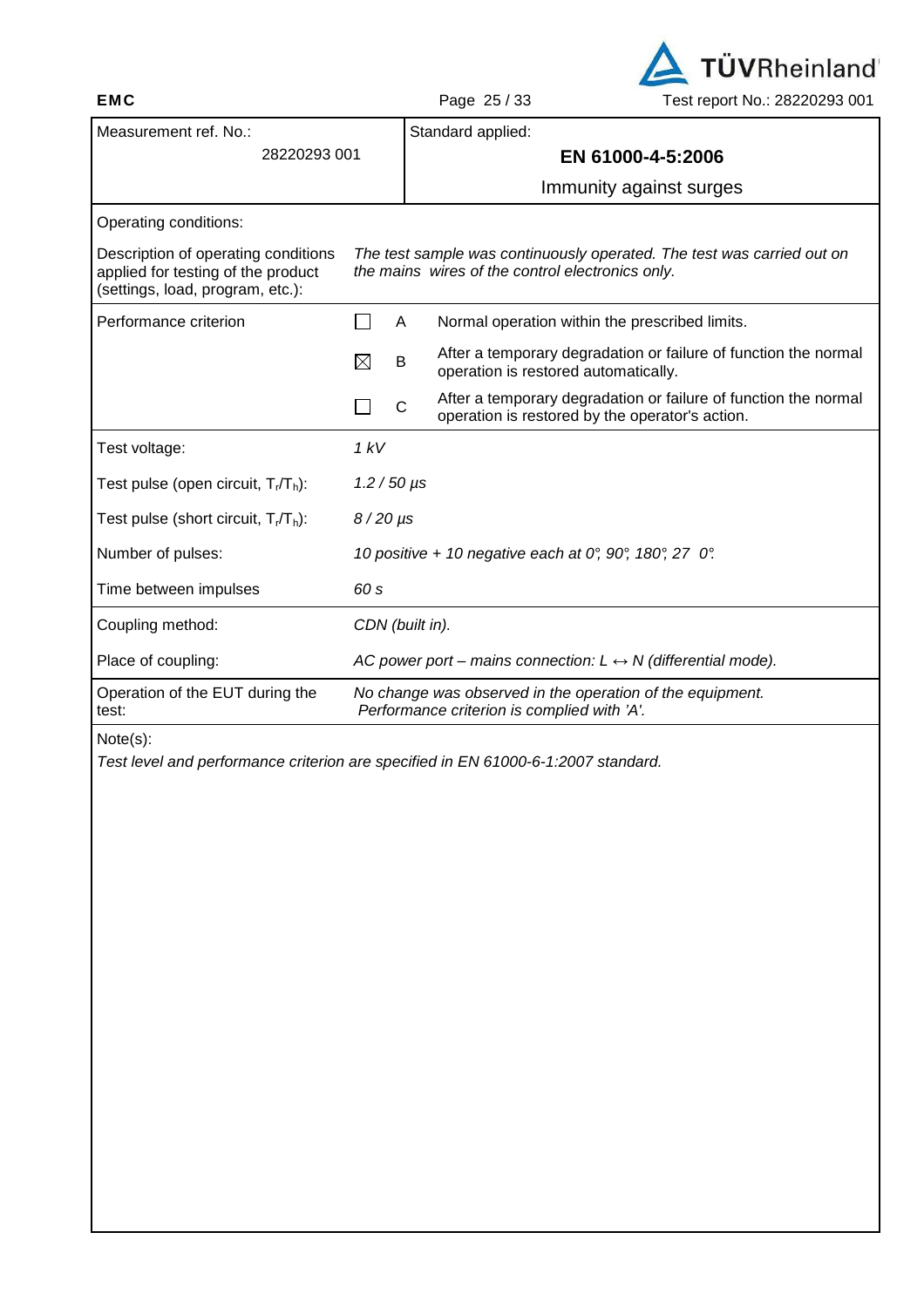| Measurement ref. No.: 28220293 001 | Standard applied: **EN 61000-4-5:2006** Immunity against surges |
|---|---|

Operating conditions:

| | | |
|---|---|---|
| Description of operating conditions applied for testing of the product (settings, load, program, etc.): | *The test sample was continuously operated. The test was carried out on the mains wires of the control electronics only.* | |
| Performance criterion | ☐ A | Normal operation within the prescribed limits. |
| | ☒ B | After a temporary degradation or failure of function the normal operation is restored automatically. |
| | ☐ C | After a temporary degradation or failure of function the normal operation is restored by the operator's action. |
| Test voltage: | *1 kV* | |
| Test pulse (open circuit, $T_r/T_h$): | *1.2 / 50 µs* | |
| Test pulse (short circuit, $T_r/T_h$): | *8 / 20 µs* | |
| Number of pulses: | *10 positive + 10 negative each at 0°, 90°, 180°, 27 0°.* | |
| Time between impulses | *60 s* | |
| Coupling method: | *CDN (built in).* | |
| Place of coupling: | *AC power port – mains connection: L ↔ N (differential mode).* | |
| Operation of the EUT during the test: | *No change was observed in the operation of the equipment. Performance criterion is complied with 'A'.* | |

Note(s):

*Test level and performance criterion are specified in EN 61000-6-1:2007 standard.*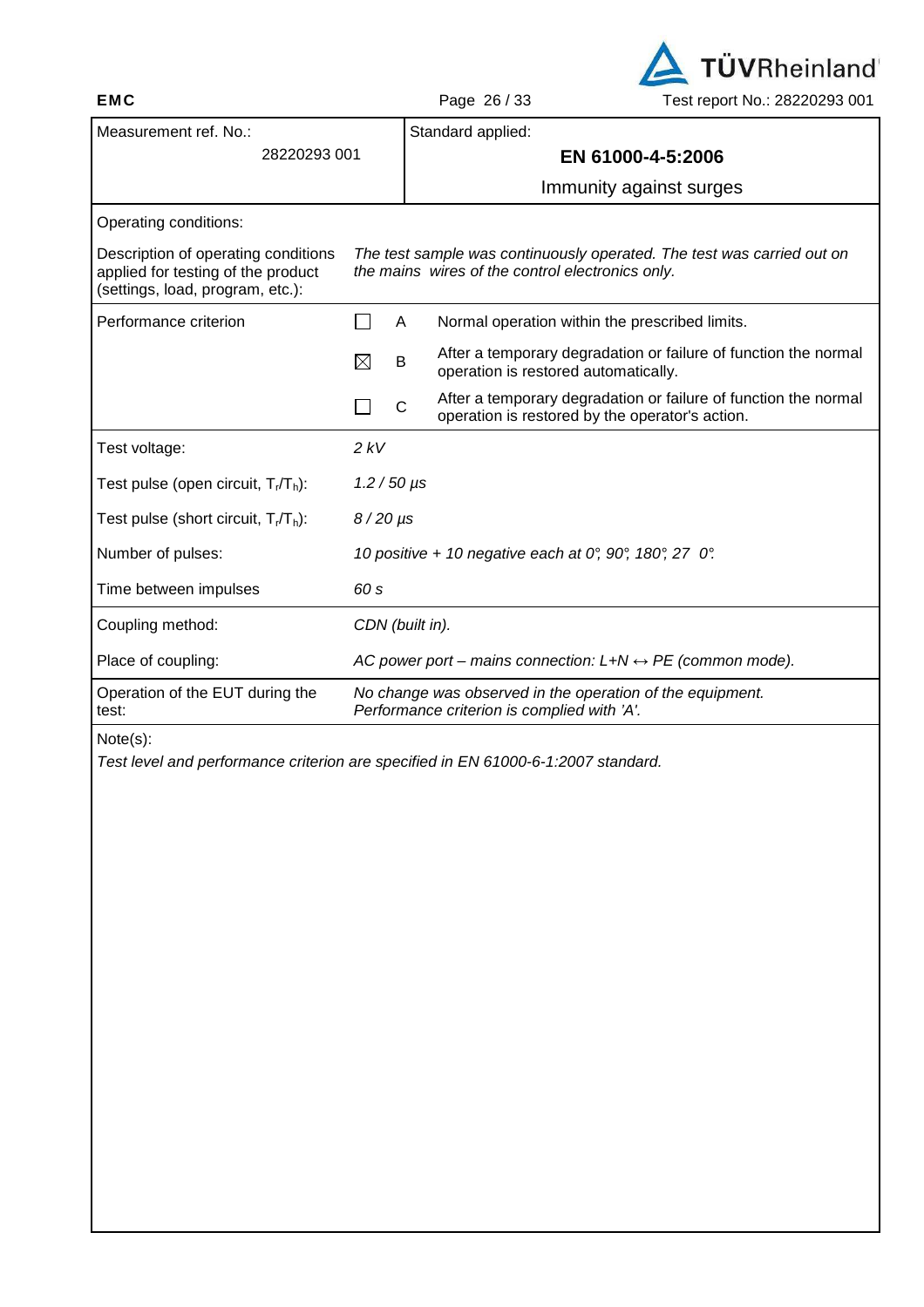| Measurement ref. No.: 28220293 001 | Standard applied: **EN 61000-4-5:2006** Immunity against surges |
|---|---|

| | | |
|---|---|---|
| Operating conditions: | | |
| Description of operating conditions applied for testing of the product (settings, load, program, etc.): | *The test sample was continuously operated. The test was carried out on the mains wires of the control electronics only.* | |
| Performance criterion | ☐ A | Normal operation within the prescribed limits. |
| | ☒ B | After a temporary degradation or failure of function the normal operation is restored automatically. |
| | ☐ C | After a temporary degradation or failure of function the normal operation is restored by the operator's action. |
| Test voltage: | *2 kV* | |
| Test pulse (open circuit, $T_r/T_h$): | *1.2 / 50 µs* | |
| Test pulse (short circuit, $T_r/T_h$): | *8 / 20 µs* | |
| Number of pulses: | *10 positive + 10 negative each at 0°, 90°, 180°, 270°.* | |
| Time between impulses | *60 s* | |
| Coupling method: | *CDN (built in).* | |
| Place of coupling: | *AC power port – mains connection: L+N ↔ PE (common mode).* | |
| Operation of the EUT during the test: | *No change was observed in the operation of the equipment. Performance criterion is complied with 'A'.* | |

Note(s):

*Test level and performance criterion are specified in EN 61000-6-1:2007 standard.*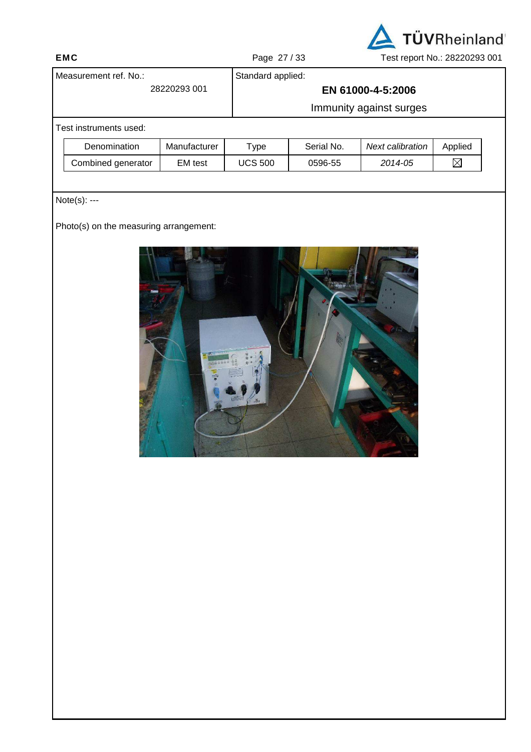| Measurement ref. No.: 28220293 001 | Standard applied: **EN 61000-4-5:2006** Immunity against surges |
|---|---|

Test instruments used:

| Denomination | Manufacturer | Type | Serial No. | *Next calibration* | Applied |
|---|---|---|---|---|---|
| Combined generator | EM test | UCS 500 | 0596-55 | *2014-05* | ☒ |

Note(s): ---

Photo(s) on the measuring arrangement: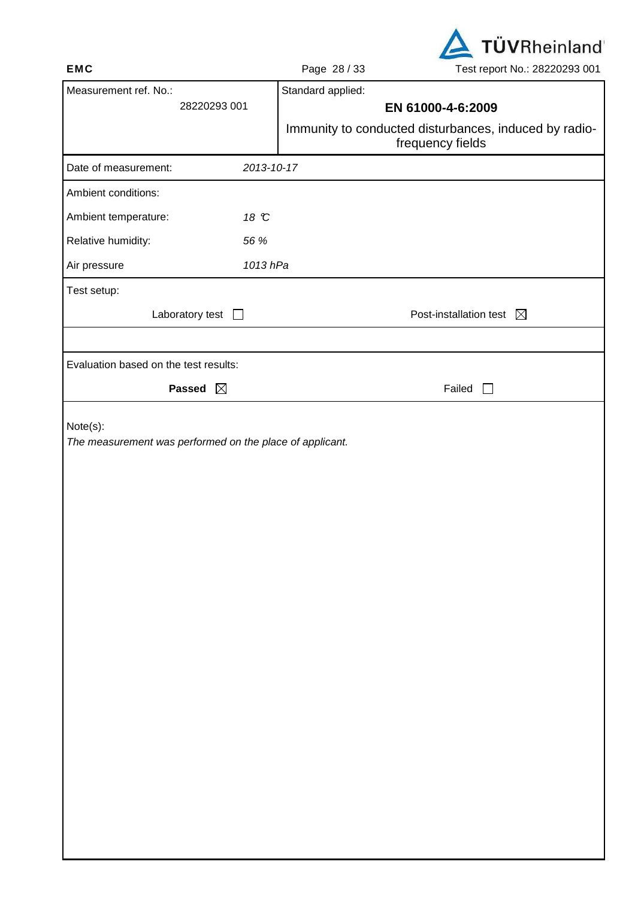| Measurement ref. No.: 28220293 001 | Standard applied: **EN 61000-4-6:2009** Immunity to conducted disturbances, induced by radio-frequency fields |
|---|---|

| | |
|---|---|
| Date of measurement: | *2013-10-17* |
| Ambient conditions: | |
| Ambient temperature: | *18 °C* |
| Relative humidity: | *56 %* |
| Air pressure | *1013 hPa* |

Test setup:

| Laboratory test ☐ | Post-installation test ☒ |
|---|---|

Evaluation based on the test results:

| **Passed** ☒ | Failed ☐ |
|---|---|

Note(s):
*The measurement was performed on the place of applicant.*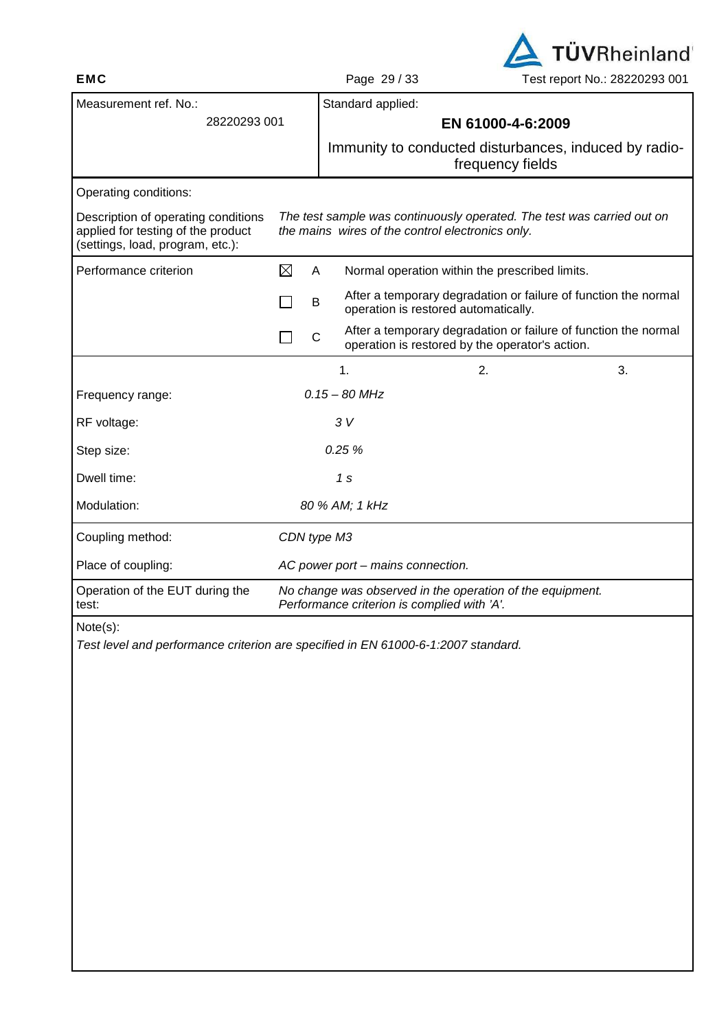| Measurement ref. No.: | Standard applied: |
|---|---|
| 28220293 001 | **EN 61000-4-6:2009** |
| | Immunity to conducted disturbances, induced by radio-frequency fields |

Operating conditions:

| | |
|---|---|
| Description of operating conditions applied for testing of the product (settings, load, program, etc.): | *The test sample was continuously operated. The test was carried out on the mains wires of the control electronics only.* |

| Performance criterion | | | |
|---|---|---|---|
| | ☒ | A | Normal operation within the prescribed limits. |
| | ☐ | B | After a temporary degradation or failure of function the normal operation is restored automatically. |
| | ☐ | C | After a temporary degradation or failure of function the normal operation is restored by the operator's action. |

| | 1. | 2. | 3. |
|---|---|---|---|
| Frequency range: | *0.15 – 80 MHz* | | |
| RF voltage: | *3 V* | | |
| Step size: | *0.25 %* | | |
| Dwell time: | *1 s* | | |
| Modulation: | *80 % AM; 1 kHz* | | |

| | |
|---|---|
| Coupling method: | *CDN type M3* |
| Place of coupling: | *AC power port – mains connection.* |
| Operation of the EUT during the test: | *No change was observed in the operation of the equipment. Performance criterion is complied with 'A'.* |

Note(s):

*Test level and performance criterion are specified in EN 61000-6-1:2007 standard.*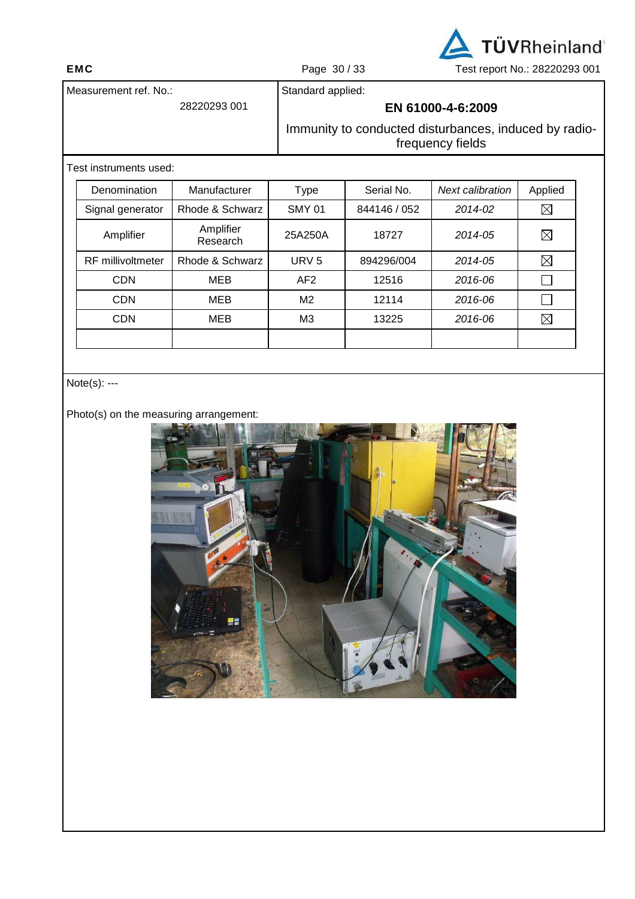| Measurement ref. No.: 28220293 001 | Standard applied: **EN 61000-4-6:2009** Immunity to conducted disturbances, induced by radio-frequency fields |
|---|---|

Test instruments used:

| Denomination | Manufacturer | Type | Serial No. | *Next calibration* | Applied |
|---|---|---|---|---|---|
| Signal generator | Rhode & Schwarz | SMY 01 | 844146 / 052 | *2014-02* | ☒ |
| Amplifier | Amplifier Research | 25A250A | 18727 | *2014-05* | ☒ |
| RF millivoltmeter | Rhode & Schwarz | URV 5 | 894296/004 | *2014-05* | ☒ |
| CDN | MEB | AF2 | 12516 | *2016-06* | ☐ |
| CDN | MEB | M2 | 12114 | *2016-06* | ☐ |
| CDN | MEB | M3 | 13225 | *2016-06* | ☒ |
| | | | | | |

Note(s): ---

Photo(s) on the measuring arrangement: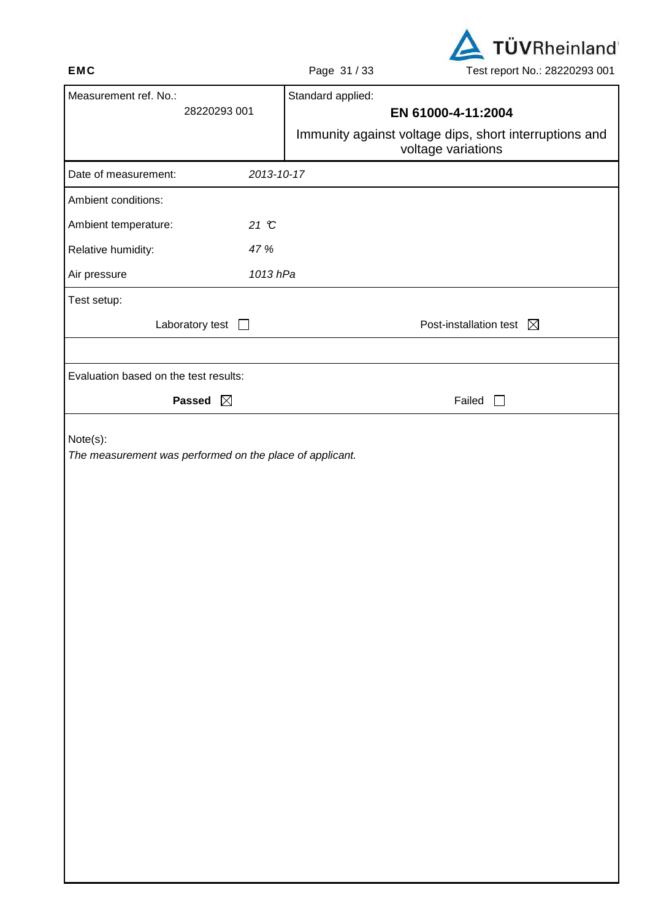| Measurement ref. No.: 28220293 001 | Standard applied: **EN 61000-4-11:2004** Immunity against voltage dips, short interruptions and voltage variations |
|---|---|
| Date of measurement: | *2013-10-17* |
| Ambient conditions: | |
| Ambient temperature: | *21 °C* |
| Relative humidity: | *47 %* |
| Air pressure | *1013 hPa* |
| Test setup: | |
| Laboratory test ☐ | Post-installation test ☒ |
| | |
| Evaluation based on the test results: | |
| **Passed** ☒ | Failed ☐ |

Note(s):

*The measurement was performed on the place of applicant.*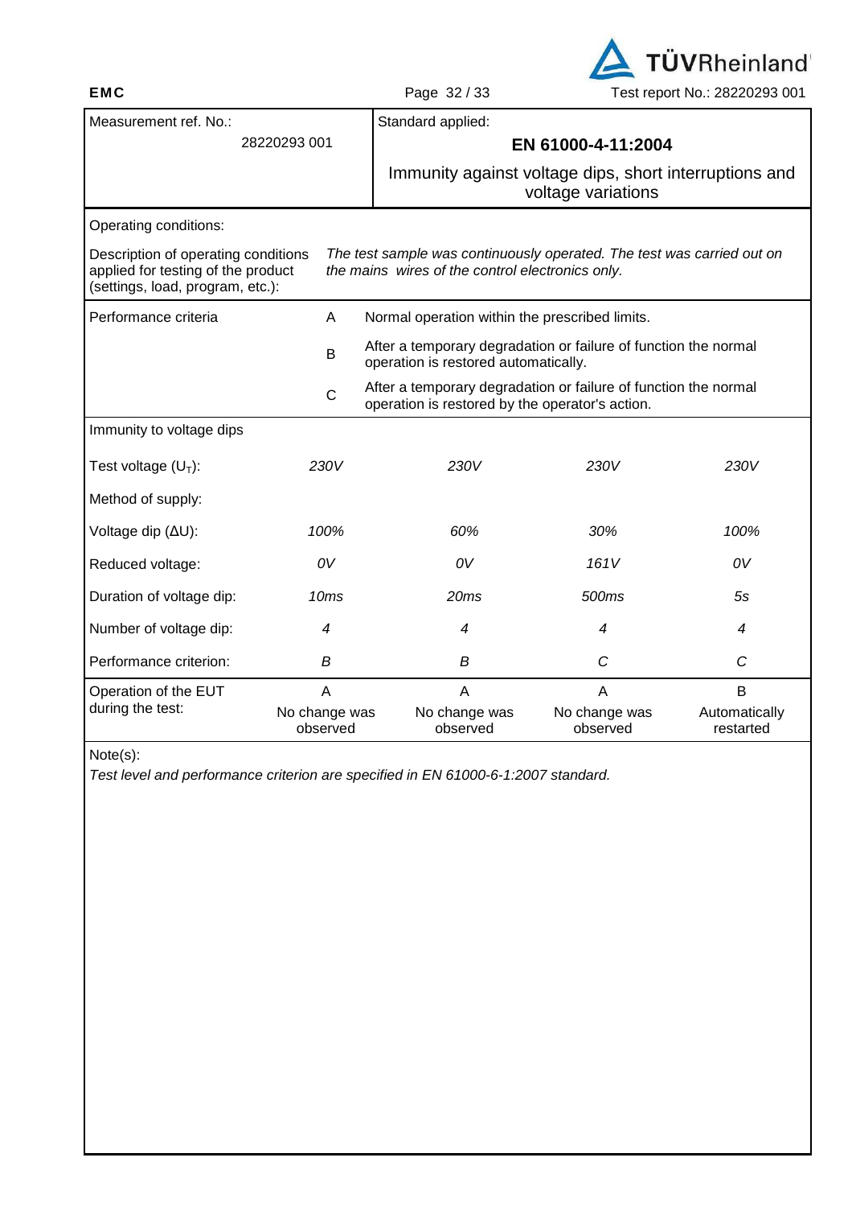| Measurement ref. No.: 28220293 001 | Standard applied: **EN 61000-4-11:2004** Immunity against voltage dips, short interruptions and voltage variations |
|---|---|

| Operating conditions: | |
|---|---|
| Description of operating conditions applied for testing of the product (settings, load, program, etc.): | *The test sample was continuously operated. The test was carried out on the mains wires of the control electronics only.* |

| Performance criteria | | |
|---|---|---|
| | A | Normal operation within the prescribed limits. |
| | B | After a temporary degradation or failure of function the normal operation is restored automatically. |
| | C | After a temporary degradation or failure of function the normal operation is restored by the operator's action. |

| Immunity to voltage dips | | | | |
|---|---|---|---|---|
| Test voltage ($U_T$): | *230V* | *230V* | *230V* | *230V* |
| Method of supply: | | | | |
| Voltage dip (ΔU): | *100%* | *60%* | *30%* | *100%* |
| Reduced voltage: | *0V* | *0V* | *161V* | *0V* |
| Duration of voltage dip: | *10ms* | *20ms* | *500ms* | *5s* |
| Number of voltage dip: | *4* | *4* | *4* | *4* |
| Performance criterion: | *B* | *B* | *C* | *C* |
| Operation of the EUT during the test: | A No change was observed | A No change was observed | A No change was observed | B Automatically restarted |

Note(s):

*Test level and performance criterion are specified in EN 61000-6-1:2007 standard.*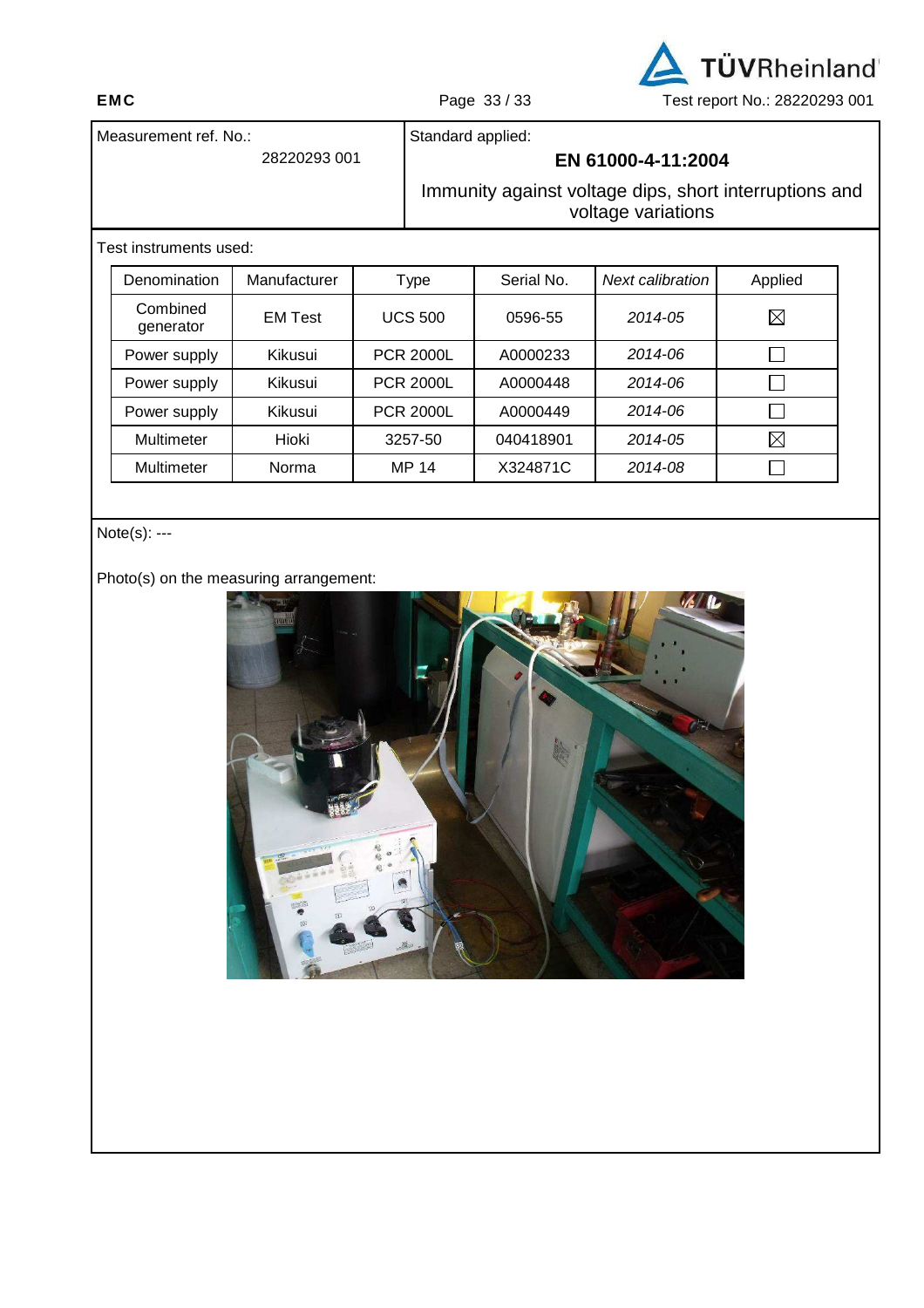| Measurement ref. No.: 28220293 001 | Standard applied: **EN 61000-4-11:2004** Immunity against voltage dips, short interruptions and voltage variations |
|---|---|

Test instruments used:

| Denomination | Manufacturer | Type | Serial No. | *Next calibration* | Applied |
|---|---|---|---|---|---|
| Combined generator | EM Test | UCS 500 | 0596-55 | *2014-05* | ☒ |
| Power supply | Kikusui | PCR 2000L | A0000233 | *2014-06* | ☐ |
| Power supply | Kikusui | PCR 2000L | A0000448 | *2014-06* | ☐ |
| Power supply | Kikusui | PCR 2000L | A0000449 | *2014-06* | ☐ |
| Multimeter | Hioki | 3257-50 | 040418901 | *2014-05* | ☒ |
| Multimeter | Norma | MP 14 | X324871C | *2014-08* | ☐ |

Note(s): ---

Photo(s) on the measuring arrangement: